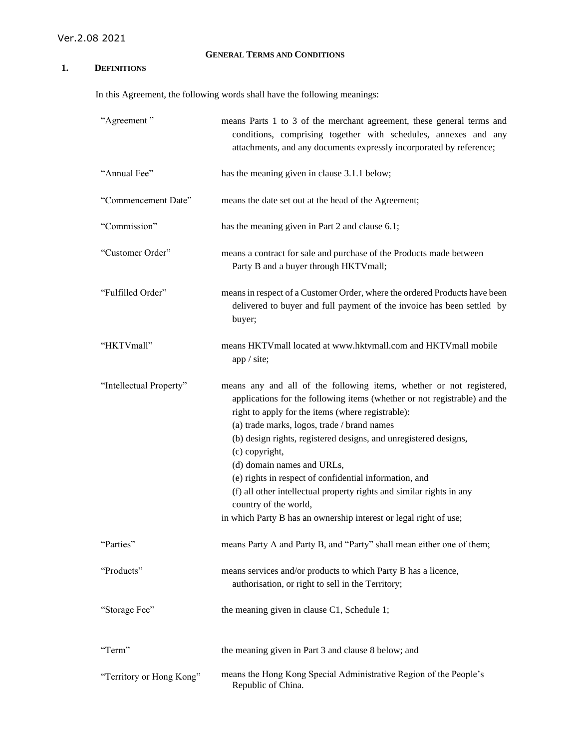Ver.2.08 2021

# GENERAL TERMS AND CONDITIONS

## 1. DEFINITIONS

In this Agreement, the following words shall have the following meanings:

| Term | Meaning |
| --- | --- |
| "Agreement" | means Parts 1 to 3 of the merchant agreement, these general terms and conditions, comprising together with schedules, annexes and any attachments, and any documents expressly incorporated by reference; |
| "Annual Fee" | has the meaning given in clause 3.1.1 below; |
| "Commencement Date" | means the date set out at the head of the Agreement; |
| "Commission" | has the meaning given in Part 2 and clause 6.1; |
| "Customer Order" | means a contract for sale and purchase of the Products made between Party B and a buyer through HKTVmall; |
| "Fulfilled Order" | means in respect of a Customer Order, where the ordered Products have been delivered to buyer and full payment of the invoice has been settled by buyer; |
| "HKTVmall" | means HKTVmall located at www.hktvmall.com and HKTVmall mobile app / site; |
| "Intellectual Property" | means any and all of the following items, whether or not registered, applications for the following items (whether or not registrable) and the right to apply for the items (where registrable):<br>(a) trade marks, logos, trade / brand names<br>(b) design rights, registered designs, and unregistered designs,<br>(c) copyright,<br>(d) domain names and URLs,<br>(e) rights in respect of confidential information, and<br>(f) all other intellectual property rights and similar rights in any country of the world,<br>in which Party B has an ownership interest or legal right of use; |
| "Parties" | means Party A and Party B, and "Party" shall mean either one of them; |
| "Products" | means services and/or products to which Party B has a licence, authorisation, or right to sell in the Territory; |
| "Storage Fee" | the meaning given in clause C1, Schedule 1; |
| "Term" | the meaning given in Part 3 and clause 8 below; and |
| "Territory or Hong Kong" | means the Hong Kong Special Administrative Region of the People's Republic of China. |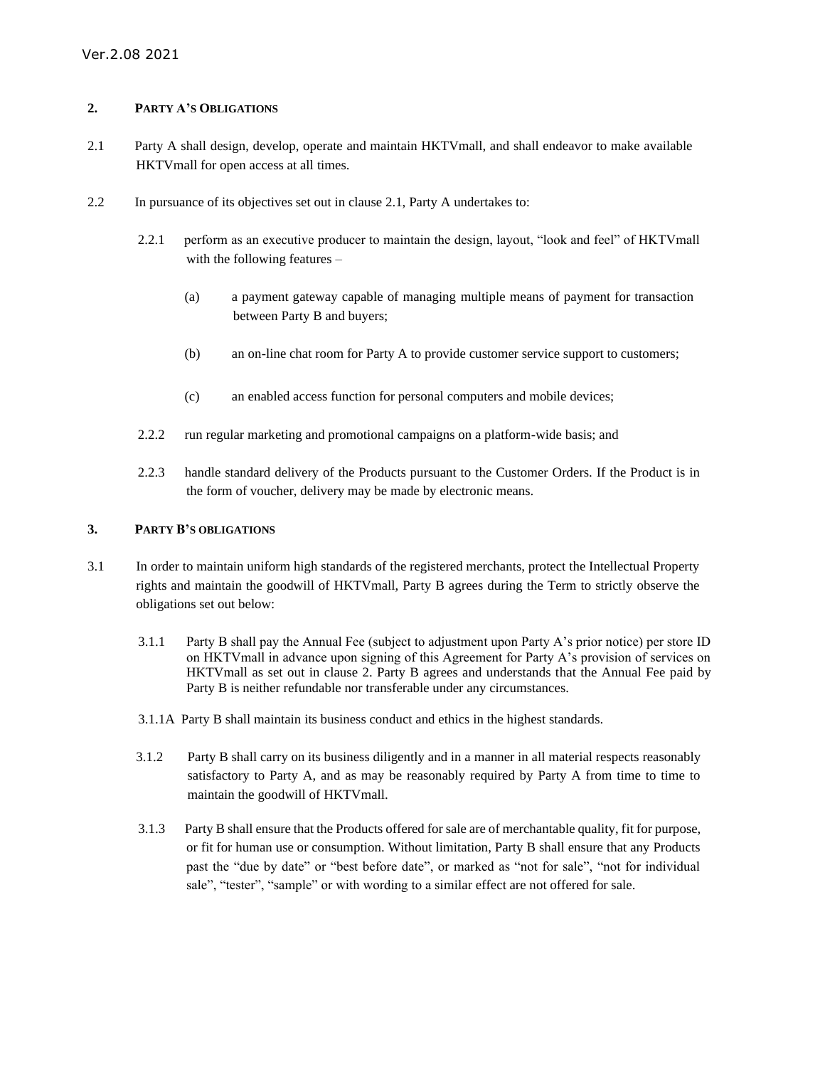## 2. PARTY A'S OBLIGATIONS

2.1 Party A shall design, develop, operate and maintain HKTVmall, and shall endeavor to make available HKTVmall for open access at all times.

2.2 In pursuance of its objectives set out in clause 2.1, Party A undertakes to:

2.2.1 perform as an executive producer to maintain the design, layout, "look and feel" of HKTVmall with the following features –

(a) a payment gateway capable of managing multiple means of payment for transaction between Party B and buyers;

(b) an on-line chat room for Party A to provide customer service support to customers;

(c) an enabled access function for personal computers and mobile devices;

2.2.2 run regular marketing and promotional campaigns on a platform-wide basis; and

2.2.3 handle standard delivery of the Products pursuant to the Customer Orders. If the Product is in the form of voucher, delivery may be made by electronic means.

## 3. PARTY B'S OBLIGATIONS

3.1 In order to maintain uniform high standards of the registered merchants, protect the Intellectual Property rights and maintain the goodwill of HKTVmall, Party B agrees during the Term to strictly observe the obligations set out below:

3.1.1 Party B shall pay the Annual Fee (subject to adjustment upon Party A's prior notice) per store ID on HKTVmall in advance upon signing of this Agreement for Party A's provision of services on HKTVmall as set out in clause 2. Party B agrees and understands that the Annual Fee paid by Party B is neither refundable nor transferable under any circumstances.

3.1.1A Party B shall maintain its business conduct and ethics in the highest standards.

3.1.2 Party B shall carry on its business diligently and in a manner in all material respects reasonably satisfactory to Party A, and as may be reasonably required by Party A from time to time to maintain the goodwill of HKTVmall.

3.1.3 Party B shall ensure that the Products offered for sale are of merchantable quality, fit for purpose, or fit for human use or consumption. Without limitation, Party B shall ensure that any Products past the "due by date" or "best before date", or marked as "not for sale", "not for individual sale", "tester", "sample" or with wording to a similar effect are not offered for sale.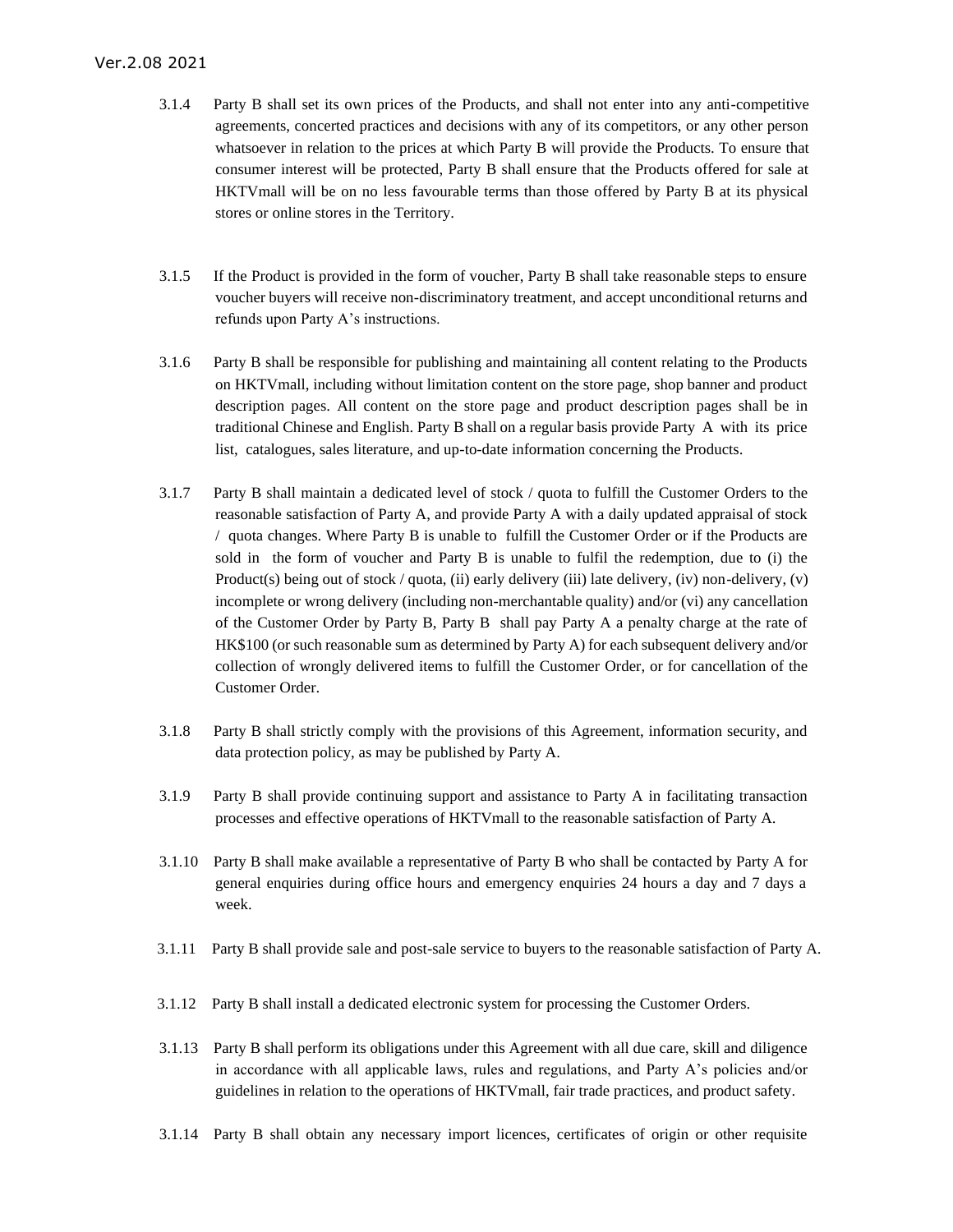3.1.4 Party B shall set its own prices of the Products, and shall not enter into any anti-competitive agreements, concerted practices and decisions with any of its competitors, or any other person whatsoever in relation to the prices at which Party B will provide the Products. To ensure that consumer interest will be protected, Party B shall ensure that the Products offered for sale at HKTVmall will be on no less favourable terms than those offered by Party B at its physical stores or online stores in the Territory.

3.1.5 If the Product is provided in the form of voucher, Party B shall take reasonable steps to ensure voucher buyers will receive non-discriminatory treatment, and accept unconditional returns and refunds upon Party A's instructions.

3.1.6 Party B shall be responsible for publishing and maintaining all content relating to the Products on HKTVmall, including without limitation content on the store page, shop banner and product description pages. All content on the store page and product description pages shall be in traditional Chinese and English. Party B shall on a regular basis provide Party A with its price list, catalogues, sales literature, and up-to-date information concerning the Products.

3.1.7 Party B shall maintain a dedicated level of stock / quota to fulfill the Customer Orders to the reasonable satisfaction of Party A, and provide Party A with a daily updated appraisal of stock / quota changes. Where Party B is unable to fulfill the Customer Order or if the Products are sold in the form of voucher and Party B is unable to fulfil the redemption, due to (i) the Product(s) being out of stock / quota, (ii) early delivery (iii) late delivery, (iv) non-delivery, (v) incomplete or wrong delivery (including non-merchantable quality) and/or (vi) any cancellation of the Customer Order by Party B, Party B shall pay Party A a penalty charge at the rate of HK$100 (or such reasonable sum as determined by Party A) for each subsequent delivery and/or collection of wrongly delivered items to fulfill the Customer Order, or for cancellation of the Customer Order.

3.1.8 Party B shall strictly comply with the provisions of this Agreement, information security, and data protection policy, as may be published by Party A.

3.1.9 Party B shall provide continuing support and assistance to Party A in facilitating transaction processes and effective operations of HKTVmall to the reasonable satisfaction of Party A.

3.1.10 Party B shall make available a representative of Party B who shall be contacted by Party A for general enquiries during office hours and emergency enquiries 24 hours a day and 7 days a week.

3.1.11 Party B shall provide sale and post-sale service to buyers to the reasonable satisfaction of Party A.

3.1.12 Party B shall install a dedicated electronic system for processing the Customer Orders.

3.1.13 Party B shall perform its obligations under this Agreement with all due care, skill and diligence in accordance with all applicable laws, rules and regulations, and Party A's policies and/or guidelines in relation to the operations of HKTVmall, fair trade practices, and product safety.

3.1.14 Party B shall obtain any necessary import licences, certificates of origin or other requisite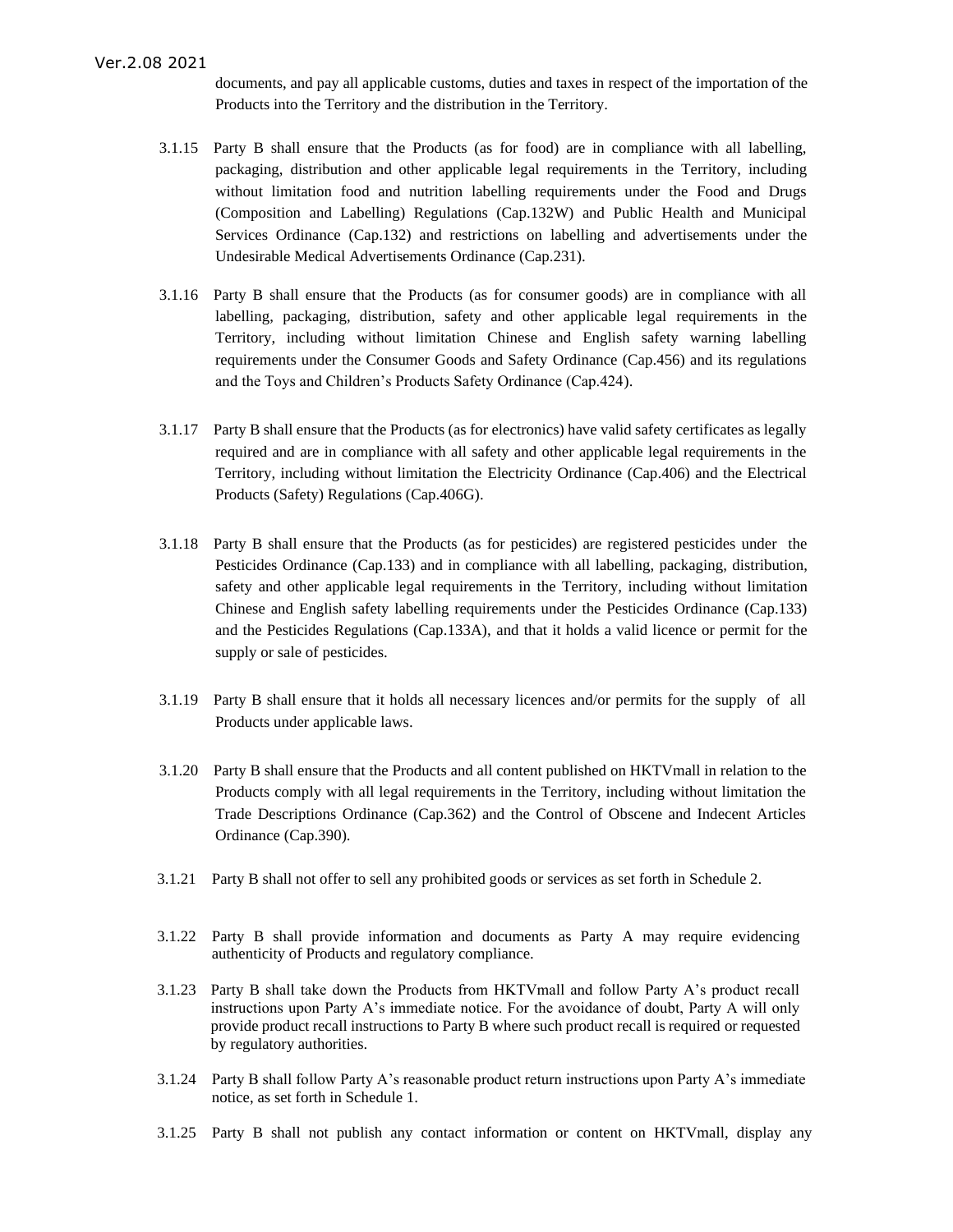documents, and pay all applicable customs, duties and taxes in respect of the importation of the Products into the Territory and the distribution in the Territory.

3.1.15 Party B shall ensure that the Products (as for food) are in compliance with all labelling, packaging, distribution and other applicable legal requirements in the Territory, including without limitation food and nutrition labelling requirements under the Food and Drugs (Composition and Labelling) Regulations (Cap.132W) and Public Health and Municipal Services Ordinance (Cap.132) and restrictions on labelling and advertisements under the Undesirable Medical Advertisements Ordinance (Cap.231).

3.1.16 Party B shall ensure that the Products (as for consumer goods) are in compliance with all labelling, packaging, distribution, safety and other applicable legal requirements in the Territory, including without limitation Chinese and English safety warning labelling requirements under the Consumer Goods and Safety Ordinance (Cap.456) and its regulations and the Toys and Children's Products Safety Ordinance (Cap.424).

3.1.17 Party B shall ensure that the Products (as for electronics) have valid safety certificates as legally required and are in compliance with all safety and other applicable legal requirements in the Territory, including without limitation the Electricity Ordinance (Cap.406) and the Electrical Products (Safety) Regulations (Cap.406G).

3.1.18 Party B shall ensure that the Products (as for pesticides) are registered pesticides under the Pesticides Ordinance (Cap.133) and in compliance with all labelling, packaging, distribution, safety and other applicable legal requirements in the Territory, including without limitation Chinese and English safety labelling requirements under the Pesticides Ordinance (Cap.133) and the Pesticides Regulations (Cap.133A), and that it holds a valid licence or permit for the supply or sale of pesticides.

3.1.19 Party B shall ensure that it holds all necessary licences and/or permits for the supply of all Products under applicable laws.

3.1.20 Party B shall ensure that the Products and all content published on HKTVmall in relation to the Products comply with all legal requirements in the Territory, including without limitation the Trade Descriptions Ordinance (Cap.362) and the Control of Obscene and Indecent Articles Ordinance (Cap.390).

3.1.21 Party B shall not offer to sell any prohibited goods or services as set forth in Schedule 2.

3.1.22 Party B shall provide information and documents as Party A may require evidencing authenticity of Products and regulatory compliance.

3.1.23 Party B shall take down the Products from HKTVmall and follow Party A's product recall instructions upon Party A's immediate notice. For the avoidance of doubt, Party A will only provide product recall instructions to Party B where such product recall is required or requested by regulatory authorities.

3.1.24 Party B shall follow Party A's reasonable product return instructions upon Party A's immediate notice, as set forth in Schedule 1.

3.1.25 Party B shall not publish any contact information or content on HKTVmall, display any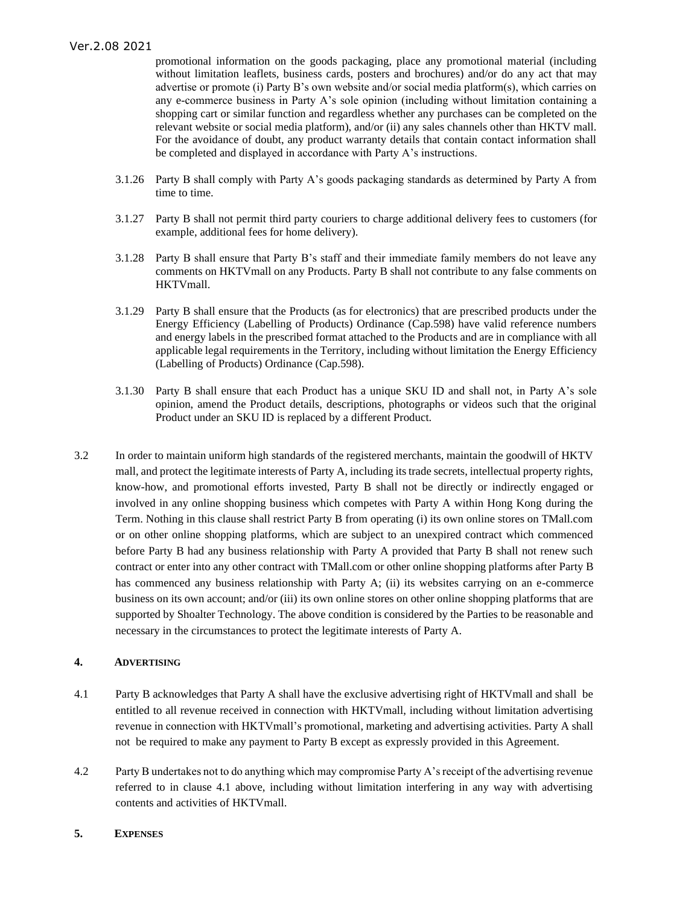promotional information on the goods packaging, place any promotional material (including without limitation leaflets, business cards, posters and brochures) and/or do any act that may advertise or promote (i) Party B's own website and/or social media platform(s), which carries on any e-commerce business in Party A's sole opinion (including without limitation containing a shopping cart or similar function and regardless whether any purchases can be completed on the relevant website or social media platform), and/or (ii) any sales channels other than HKTV mall. For the avoidance of doubt, any product warranty details that contain contact information shall be completed and displayed in accordance with Party A's instructions.

3.1.26 Party B shall comply with Party A's goods packaging standards as determined by Party A from time to time.

3.1.27 Party B shall not permit third party couriers to charge additional delivery fees to customers (for example, additional fees for home delivery).

3.1.28 Party B shall ensure that Party B's staff and their immediate family members do not leave any comments on HKTVmall on any Products. Party B shall not contribute to any false comments on HKTVmall.

3.1.29 Party B shall ensure that the Products (as for electronics) that are prescribed products under the Energy Efficiency (Labelling of Products) Ordinance (Cap.598) have valid reference numbers and energy labels in the prescribed format attached to the Products and are in compliance with all applicable legal requirements in the Territory, including without limitation the Energy Efficiency (Labelling of Products) Ordinance (Cap.598).

3.1.30 Party B shall ensure that each Product has a unique SKU ID and shall not, in Party A's sole opinion, amend the Product details, descriptions, photographs or videos such that the original Product under an SKU ID is replaced by a different Product.

3.2 In order to maintain uniform high standards of the registered merchants, maintain the goodwill of HKTV mall, and protect the legitimate interests of Party A, including its trade secrets, intellectual property rights, know-how, and promotional efforts invested, Party B shall not be directly or indirectly engaged or involved in any online shopping business which competes with Party A within Hong Kong during the Term. Nothing in this clause shall restrict Party B from operating (i) its own online stores on TMall.com or on other online shopping platforms, which are subject to an unexpired contract which commenced before Party B had any business relationship with Party A provided that Party B shall not renew such contract or enter into any other contract with TMall.com or other online shopping platforms after Party B has commenced any business relationship with Party A; (ii) its websites carrying on an e-commerce business on its own account; and/or (iii) its own online stores on other online shopping platforms that are supported by Shoalter Technology. The above condition is considered by the Parties to be reasonable and necessary in the circumstances to protect the legitimate interests of Party A.

## 4. ADVERTISING

4.1 Party B acknowledges that Party A shall have the exclusive advertising right of HKTVmall and shall be entitled to all revenue received in connection with HKTVmall, including without limitation advertising revenue in connection with HKTVmall's promotional, marketing and advertising activities. Party A shall not be required to make any payment to Party B except as expressly provided in this Agreement.

4.2 Party B undertakes not to do anything which may compromise Party A's receipt of the advertising revenue referred to in clause 4.1 above, including without limitation interfering in any way with advertising contents and activities of HKTVmall.

## 5. EXPENSES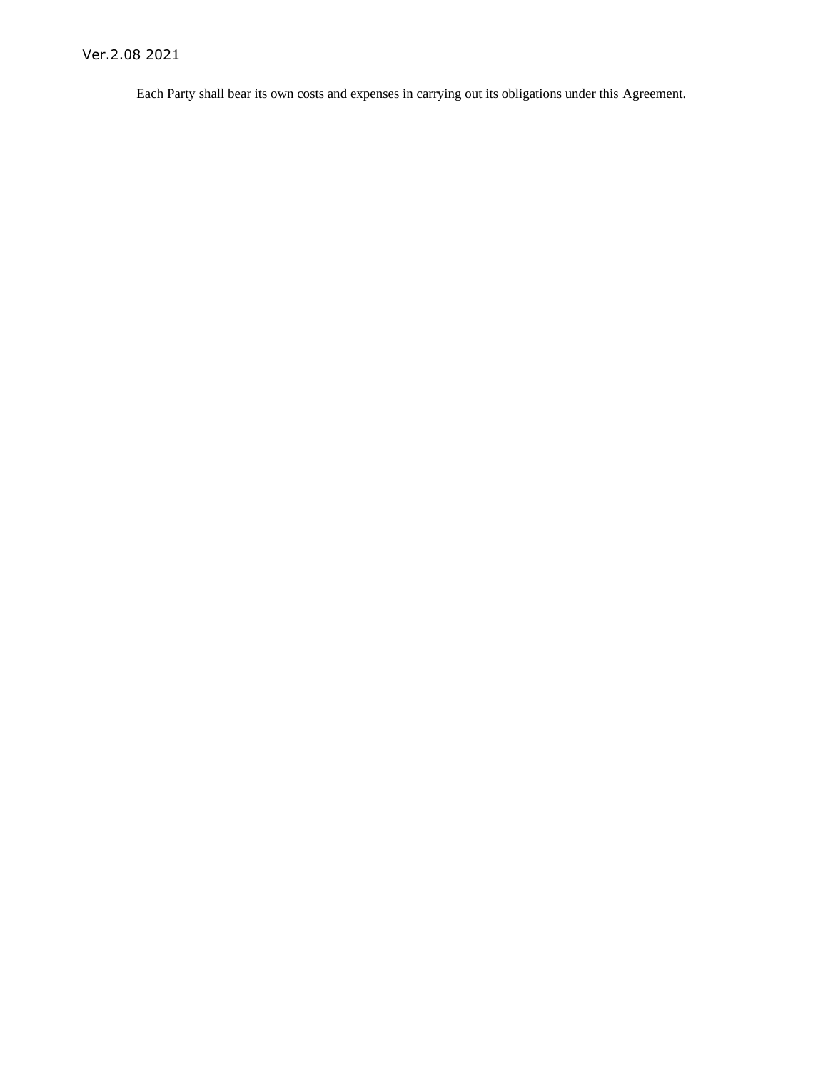Each Party shall bear its own costs and expenses in carrying out its obligations under this Agreement.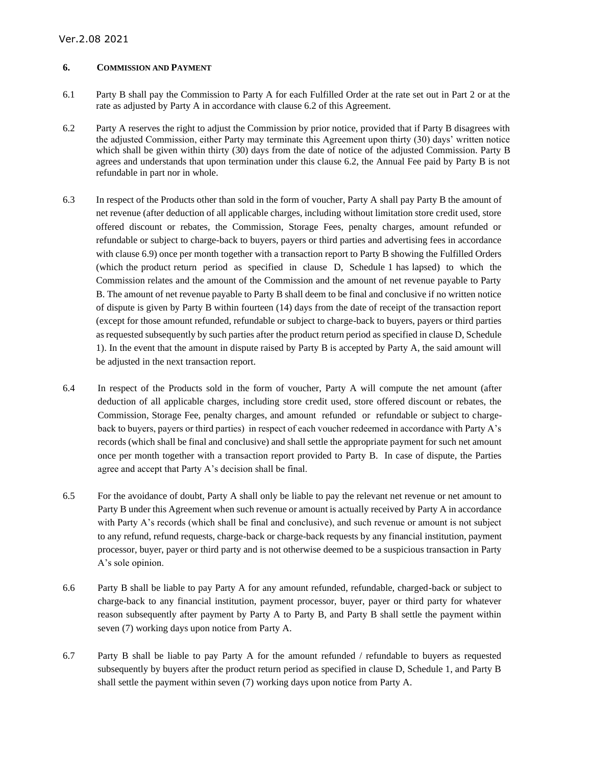## 6. Commission and Payment

6.1 Party B shall pay the Commission to Party A for each Fulfilled Order at the rate set out in Part 2 or at the rate as adjusted by Party A in accordance with clause 6.2 of this Agreement.

6.2 Party A reserves the right to adjust the Commission by prior notice, provided that if Party B disagrees with the adjusted Commission, either Party may terminate this Agreement upon thirty (30) days' written notice which shall be given within thirty (30) days from the date of notice of the adjusted Commission. Party B agrees and understands that upon termination under this clause 6.2, the Annual Fee paid by Party B is not refundable in part nor in whole.

6.3 In respect of the Products other than sold in the form of voucher, Party A shall pay Party B the amount of net revenue (after deduction of all applicable charges, including without limitation store credit used, store offered discount or rebates, the Commission, Storage Fees, penalty charges, amount refunded or refundable or subject to charge-back to buyers, payers or third parties and advertising fees in accordance with clause 6.9) once per month together with a transaction report to Party B showing the Fulfilled Orders (which the product return period as specified in clause D, Schedule 1 has lapsed) to which the Commission relates and the amount of the Commission and the amount of net revenue payable to Party B. The amount of net revenue payable to Party B shall deem to be final and conclusive if no written notice of dispute is given by Party B within fourteen (14) days from the date of receipt of the transaction report (except for those amount refunded, refundable or subject to charge-back to buyers, payers or third parties as requested subsequently by such parties after the product return period as specified in clause D, Schedule 1). In the event that the amount in dispute raised by Party B is accepted by Party A, the said amount will be adjusted in the next transaction report.

6.4 In respect of the Products sold in the form of voucher, Party A will compute the net amount (after deduction of all applicable charges, including store credit used, store offered discount or rebates, the Commission, Storage Fee, penalty charges, and amount refunded or refundable or subject to charge-back to buyers, payers or third parties) in respect of each voucher redeemed in accordance with Party A's records (which shall be final and conclusive) and shall settle the appropriate payment for such net amount once per month together with a transaction report provided to Party B. In case of dispute, the Parties agree and accept that Party A's decision shall be final.

6.5 For the avoidance of doubt, Party A shall only be liable to pay the relevant net revenue or net amount to Party B under this Agreement when such revenue or amount is actually received by Party A in accordance with Party A's records (which shall be final and conclusive), and such revenue or amount is not subject to any refund, refund requests, charge-back or charge-back requests by any financial institution, payment processor, buyer, payer or third party and is not otherwise deemed to be a suspicious transaction in Party A's sole opinion.

6.6 Party B shall be liable to pay Party A for any amount refunded, refundable, charged-back or subject to charge-back to any financial institution, payment processor, buyer, payer or third party for whatever reason subsequently after payment by Party A to Party B, and Party B shall settle the payment within seven (7) working days upon notice from Party A.

6.7 Party B shall be liable to pay Party A for the amount refunded / refundable to buyers as requested subsequently by buyers after the product return period as specified in clause D, Schedule 1, and Party B shall settle the payment within seven (7) working days upon notice from Party A.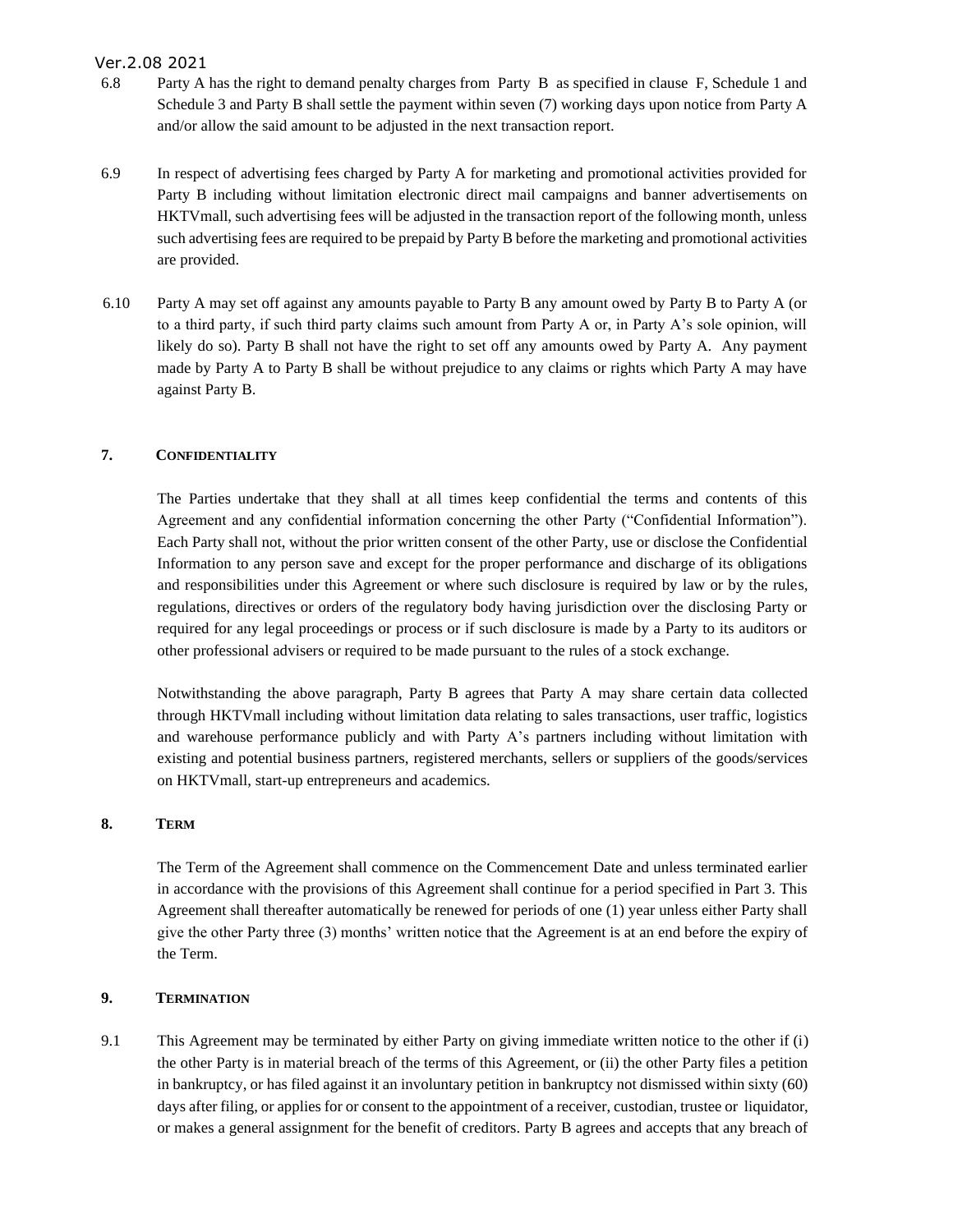6.8 Party A has the right to demand penalty charges from Party B as specified in clause F, Schedule 1 and Schedule 3 and Party B shall settle the payment within seven (7) working days upon notice from Party A and/or allow the said amount to be adjusted in the next transaction report.

6.9 In respect of advertising fees charged by Party A for marketing and promotional activities provided for Party B including without limitation electronic direct mail campaigns and banner advertisements on HKTVmall, such advertising fees will be adjusted in the transaction report of the following month, unless such advertising fees are required to be prepaid by Party B before the marketing and promotional activities are provided.

6.10 Party A may set off against any amounts payable to Party B any amount owed by Party B to Party A (or to a third party, if such third party claims such amount from Party A or, in Party A's sole opinion, will likely do so). Party B shall not have the right to set off any amounts owed by Party A. Any payment made by Party A to Party B shall be without prejudice to any claims or rights which Party A may have against Party B.

## 7. CONFIDENTIALITY

The Parties undertake that they shall at all times keep confidential the terms and contents of this Agreement and any confidential information concerning the other Party ("Confidential Information"). Each Party shall not, without the prior written consent of the other Party, use or disclose the Confidential Information to any person save and except for the proper performance and discharge of its obligations and responsibilities under this Agreement or where such disclosure is required by law or by the rules, regulations, directives or orders of the regulatory body having jurisdiction over the disclosing Party or required for any legal proceedings or process or if such disclosure is made by a Party to its auditors or other professional advisers or required to be made pursuant to the rules of a stock exchange.

Notwithstanding the above paragraph, Party B agrees that Party A may share certain data collected through HKTVmall including without limitation data relating to sales transactions, user traffic, logistics and warehouse performance publicly and with Party A's partners including without limitation with existing and potential business partners, registered merchants, sellers or suppliers of the goods/services on HKTVmall, start-up entrepreneurs and academics.

## 8. TERM

The Term of the Agreement shall commence on the Commencement Date and unless terminated earlier in accordance with the provisions of this Agreement shall continue for a period specified in Part 3. This Agreement shall thereafter automatically be renewed for periods of one (1) year unless either Party shall give the other Party three (3) months' written notice that the Agreement is at an end before the expiry of the Term.

## 9. TERMINATION

9.1 This Agreement may be terminated by either Party on giving immediate written notice to the other if (i) the other Party is in material breach of the terms of this Agreement, or (ii) the other Party files a petition in bankruptcy, or has filed against it an involuntary petition in bankruptcy not dismissed within sixty (60) days after filing, or applies for or consent to the appointment of a receiver, custodian, trustee or liquidator, or makes a general assignment for the benefit of creditors. Party B agrees and accepts that any breach of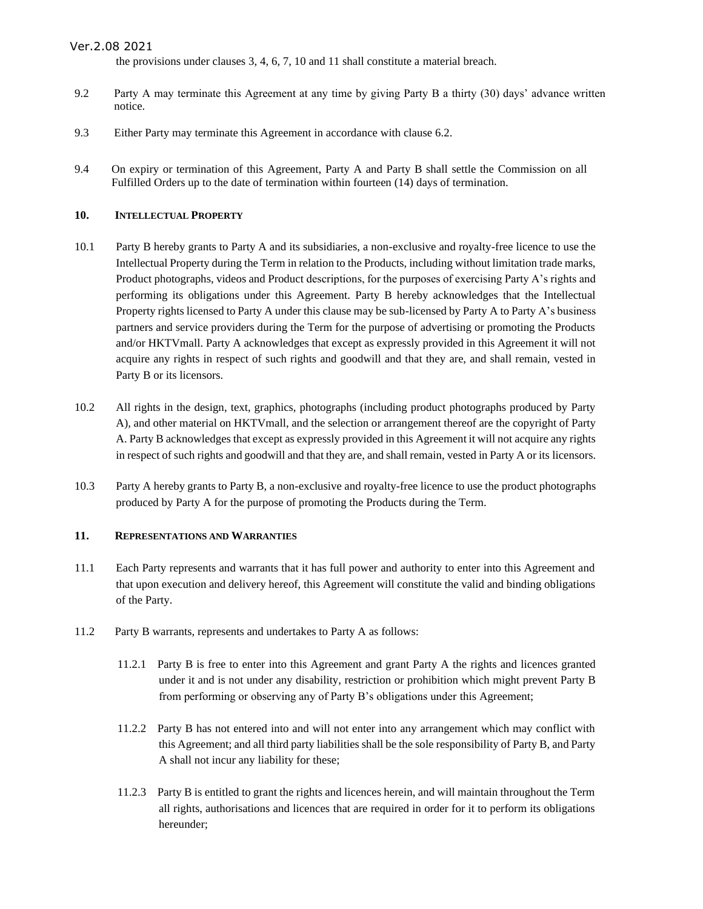the provisions under clauses 3, 4, 6, 7, 10 and 11 shall constitute a material breach.

9.2 Party A may terminate this Agreement at any time by giving Party B a thirty (30) days' advance written notice.

9.3 Either Party may terminate this Agreement in accordance with clause 6.2.

9.4 On expiry or termination of this Agreement, Party A and Party B shall settle the Commission on all Fulfilled Orders up to the date of termination within fourteen (14) days of termination.

## 10. INTELLECTUAL PROPERTY

10.1 Party B hereby grants to Party A and its subsidiaries, a non-exclusive and royalty-free licence to use the Intellectual Property during the Term in relation to the Products, including without limitation trade marks, Product photographs, videos and Product descriptions, for the purposes of exercising Party A's rights and performing its obligations under this Agreement. Party B hereby acknowledges that the Intellectual Property rights licensed to Party A under this clause may be sub-licensed by Party A to Party A's business partners and service providers during the Term for the purpose of advertising or promoting the Products and/or HKTVmall. Party A acknowledges that except as expressly provided in this Agreement it will not acquire any rights in respect of such rights and goodwill and that they are, and shall remain, vested in Party B or its licensors.

10.2 All rights in the design, text, graphics, photographs (including product photographs produced by Party A), and other material on HKTVmall, and the selection or arrangement thereof are the copyright of Party A. Party B acknowledges that except as expressly provided in this Agreement it will not acquire any rights in respect of such rights and goodwill and that they are, and shall remain, vested in Party A or its licensors.

10.3 Party A hereby grants to Party B, a non-exclusive and royalty-free licence to use the product photographs produced by Party A for the purpose of promoting the Products during the Term.

## 11. REPRESENTATIONS AND WARRANTIES

11.1 Each Party represents and warrants that it has full power and authority to enter into this Agreement and that upon execution and delivery hereof, this Agreement will constitute the valid and binding obligations of the Party.

11.2 Party B warrants, represents and undertakes to Party A as follows:

11.2.1 Party B is free to enter into this Agreement and grant Party A the rights and licences granted under it and is not under any disability, restriction or prohibition which might prevent Party B from performing or observing any of Party B's obligations under this Agreement;

11.2.2 Party B has not entered into and will not enter into any arrangement which may conflict with this Agreement; and all third party liabilities shall be the sole responsibility of Party B, and Party A shall not incur any liability for these;

11.2.3 Party B is entitled to grant the rights and licences herein, and will maintain throughout the Term all rights, authorisations and licences that are required in order for it to perform its obligations hereunder;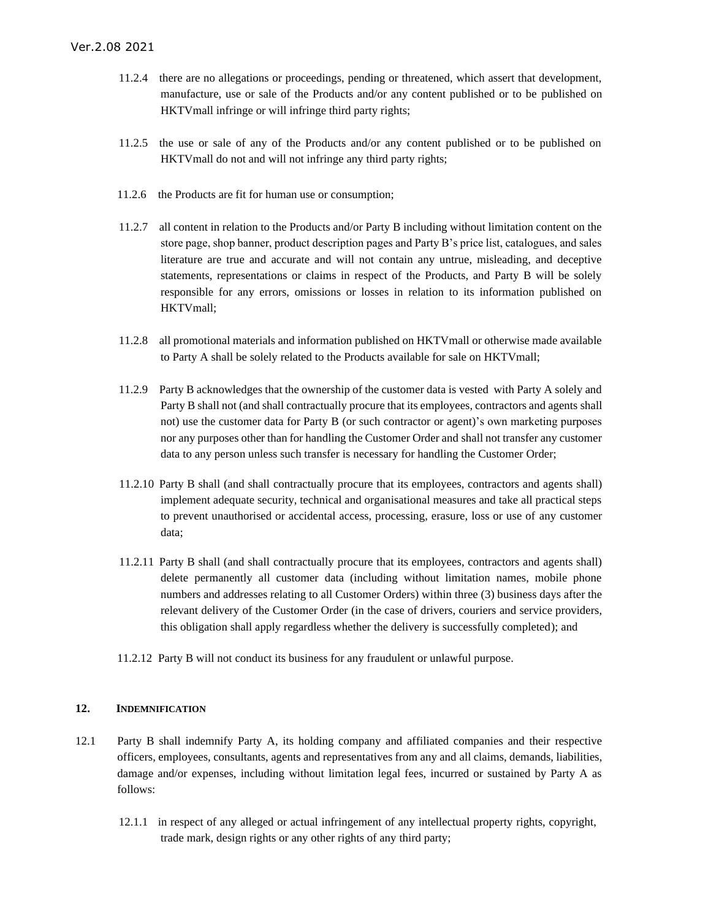11.2.4 there are no allegations or proceedings, pending or threatened, which assert that development, manufacture, use or sale of the Products and/or any content published or to be published on HKTVmall infringe or will infringe third party rights;

11.2.5 the use or sale of any of the Products and/or any content published or to be published on HKTVmall do not and will not infringe any third party rights;

11.2.6 the Products are fit for human use or consumption;

11.2.7 all content in relation to the Products and/or Party B including without limitation content on the store page, shop banner, product description pages and Party B's price list, catalogues, and sales literature are true and accurate and will not contain any untrue, misleading, and deceptive statements, representations or claims in respect of the Products, and Party B will be solely responsible for any errors, omissions or losses in relation to its information published on HKTVmall;

11.2.8 all promotional materials and information published on HKTVmall or otherwise made available to Party A shall be solely related to the Products available for sale on HKTVmall;

11.2.9 Party B acknowledges that the ownership of the customer data is vested with Party A solely and Party B shall not (and shall contractually procure that its employees, contractors and agents shall not) use the customer data for Party B (or such contractor or agent)'s own marketing purposes nor any purposes other than for handling the Customer Order and shall not transfer any customer data to any person unless such transfer is necessary for handling the Customer Order;

11.2.10 Party B shall (and shall contractually procure that its employees, contractors and agents shall) implement adequate security, technical and organisational measures and take all practical steps to prevent unauthorised or accidental access, processing, erasure, loss or use of any customer data;

11.2.11 Party B shall (and shall contractually procure that its employees, contractors and agents shall) delete permanently all customer data (including without limitation names, mobile phone numbers and addresses relating to all Customer Orders) within three (3) business days after the relevant delivery of the Customer Order (in the case of drivers, couriers and service providers, this obligation shall apply regardless whether the delivery is successfully completed); and

11.2.12 Party B will not conduct its business for any fraudulent or unlawful purpose.

## 12. INDEMNIFICATION

12.1 Party B shall indemnify Party A, its holding company and affiliated companies and their respective officers, employees, consultants, agents and representatives from any and all claims, demands, liabilities, damage and/or expenses, including without limitation legal fees, incurred or sustained by Party A as follows:

12.1.1 in respect of any alleged or actual infringement of any intellectual property rights, copyright, trade mark, design rights or any other rights of any third party;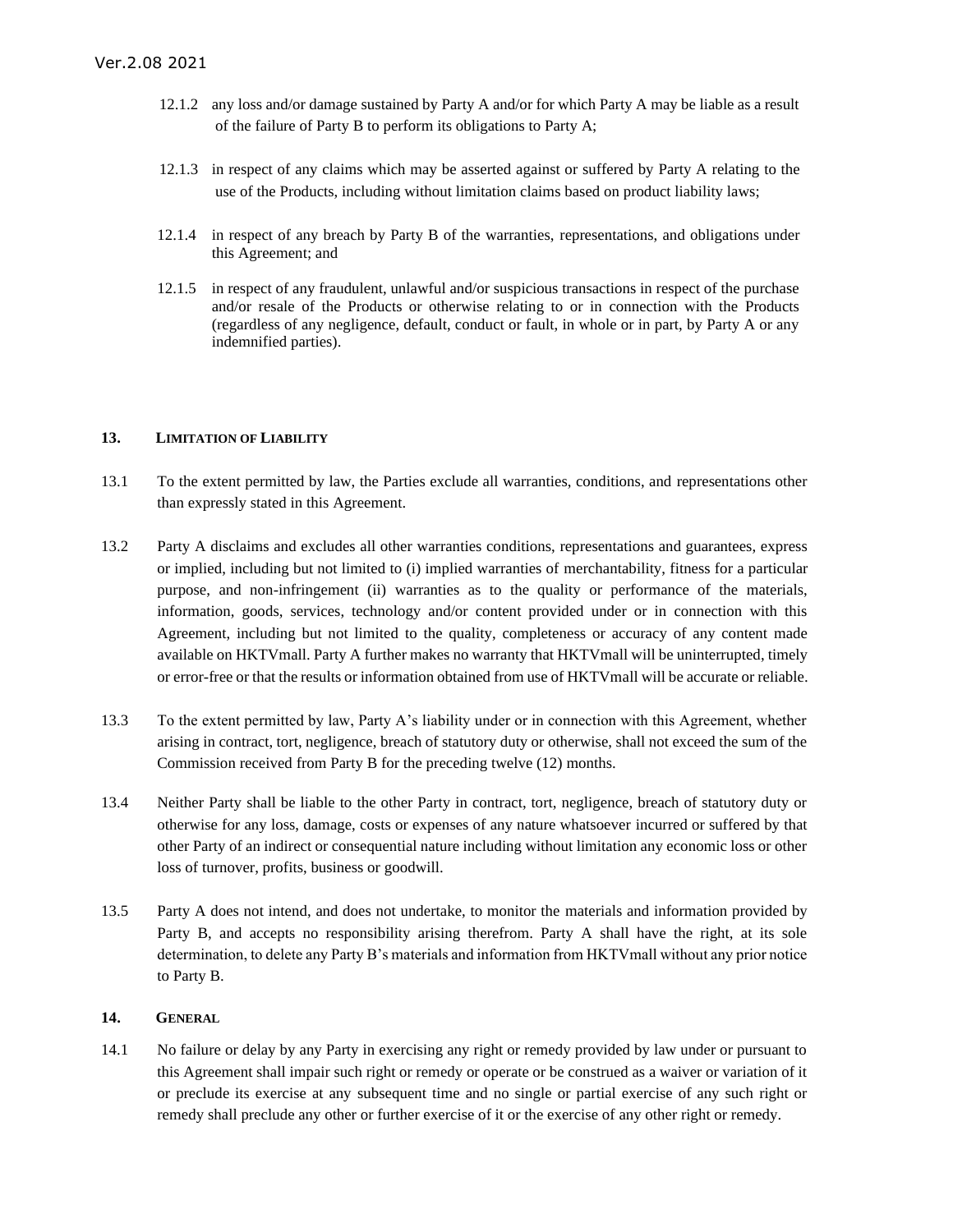12.1.2 any loss and/or damage sustained by Party A and/or for which Party A may be liable as a result of the failure of Party B to perform its obligations to Party A;

12.1.3 in respect of any claims which may be asserted against or suffered by Party A relating to the use of the Products, including without limitation claims based on product liability laws;

12.1.4 in respect of any breach by Party B of the warranties, representations, and obligations under this Agreement; and

12.1.5 in respect of any fraudulent, unlawful and/or suspicious transactions in respect of the purchase and/or resale of the Products or otherwise relating to or in connection with the Products (regardless of any negligence, default, conduct or fault, in whole or in part, by Party A or any indemnified parties).

## 13. LIMITATION OF LIABILITY

13.1 To the extent permitted by law, the Parties exclude all warranties, conditions, and representations other than expressly stated in this Agreement.

13.2 Party A disclaims and excludes all other warranties conditions, representations and guarantees, express or implied, including but not limited to (i) implied warranties of merchantability, fitness for a particular purpose, and non-infringement (ii) warranties as to the quality or performance of the materials, information, goods, services, technology and/or content provided under or in connection with this Agreement, including but not limited to the quality, completeness or accuracy of any content made available on HKTVmall. Party A further makes no warranty that HKTVmall will be uninterrupted, timely or error-free or that the results or information obtained from use of HKTVmall will be accurate or reliable.

13.3 To the extent permitted by law, Party A's liability under or in connection with this Agreement, whether arising in contract, tort, negligence, breach of statutory duty or otherwise, shall not exceed the sum of the Commission received from Party B for the preceding twelve (12) months.

13.4 Neither Party shall be liable to the other Party in contract, tort, negligence, breach of statutory duty or otherwise for any loss, damage, costs or expenses of any nature whatsoever incurred or suffered by that other Party of an indirect or consequential nature including without limitation any economic loss or other loss of turnover, profits, business or goodwill.

13.5 Party A does not intend, and does not undertake, to monitor the materials and information provided by Party B, and accepts no responsibility arising therefrom. Party A shall have the right, at its sole determination, to delete any Party B's materials and information from HKTVmall without any prior notice to Party B.

## 14. GENERAL

14.1 No failure or delay by any Party in exercising any right or remedy provided by law under or pursuant to this Agreement shall impair such right or remedy or operate or be construed as a waiver or variation of it or preclude its exercise at any subsequent time and no single or partial exercise of any such right or remedy shall preclude any other or further exercise of it or the exercise of any other right or remedy.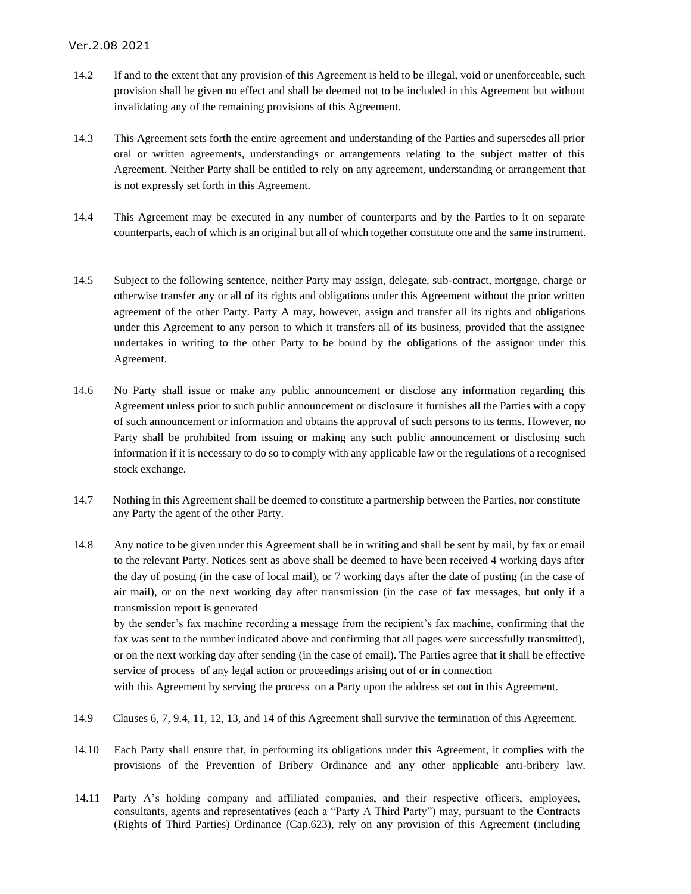14.2 If and to the extent that any provision of this Agreement is held to be illegal, void or unenforceable, such provision shall be given no effect and shall be deemed not to be included in this Agreement but without invalidating any of the remaining provisions of this Agreement.

14.3 This Agreement sets forth the entire agreement and understanding of the Parties and supersedes all prior oral or written agreements, understandings or arrangements relating to the subject matter of this Agreement. Neither Party shall be entitled to rely on any agreement, understanding or arrangement that is not expressly set forth in this Agreement.

14.4 This Agreement may be executed in any number of counterparts and by the Parties to it on separate counterparts, each of which is an original but all of which together constitute one and the same instrument.

14.5 Subject to the following sentence, neither Party may assign, delegate, sub-contract, mortgage, charge or otherwise transfer any or all of its rights and obligations under this Agreement without the prior written agreement of the other Party. Party A may, however, assign and transfer all its rights and obligations under this Agreement to any person to which it transfers all of its business, provided that the assignee undertakes in writing to the other Party to be bound by the obligations of the assignor under this Agreement.

14.6 No Party shall issue or make any public announcement or disclose any information regarding this Agreement unless prior to such public announcement or disclosure it furnishes all the Parties with a copy of such announcement or information and obtains the approval of such persons to its terms. However, no Party shall be prohibited from issuing or making any such public announcement or disclosing such information if it is necessary to do so to comply with any applicable law or the regulations of a recognised stock exchange.

14.7 Nothing in this Agreement shall be deemed to constitute a partnership between the Parties, nor constitute any Party the agent of the other Party.

14.8 Any notice to be given under this Agreement shall be in writing and shall be sent by mail, by fax or email to the relevant Party. Notices sent as above shall be deemed to have been received 4 working days after the day of posting (in the case of local mail), or 7 working days after the date of posting (in the case of air mail), or on the next working day after transmission (in the case of fax messages, but only if a transmission report is generated by the sender's fax machine recording a message from the recipient's fax machine, confirming that the fax was sent to the number indicated above and confirming that all pages were successfully transmitted), or on the next working day after sending (in the case of email). The Parties agree that it shall be effective service of process of any legal action or proceedings arising out of or in connection with this Agreement by serving the process on a Party upon the address set out in this Agreement.

14.9 Clauses 6, 7, 9.4, 11, 12, 13, and 14 of this Agreement shall survive the termination of this Agreement.

14.10 Each Party shall ensure that, in performing its obligations under this Agreement, it complies with the provisions of the Prevention of Bribery Ordinance and any other applicable anti-bribery law.

14.11 Party A's holding company and affiliated companies, and their respective officers, employees, consultants, agents and representatives (each a "Party A Third Party") may, pursuant to the Contracts (Rights of Third Parties) Ordinance (Cap.623), rely on any provision of this Agreement (including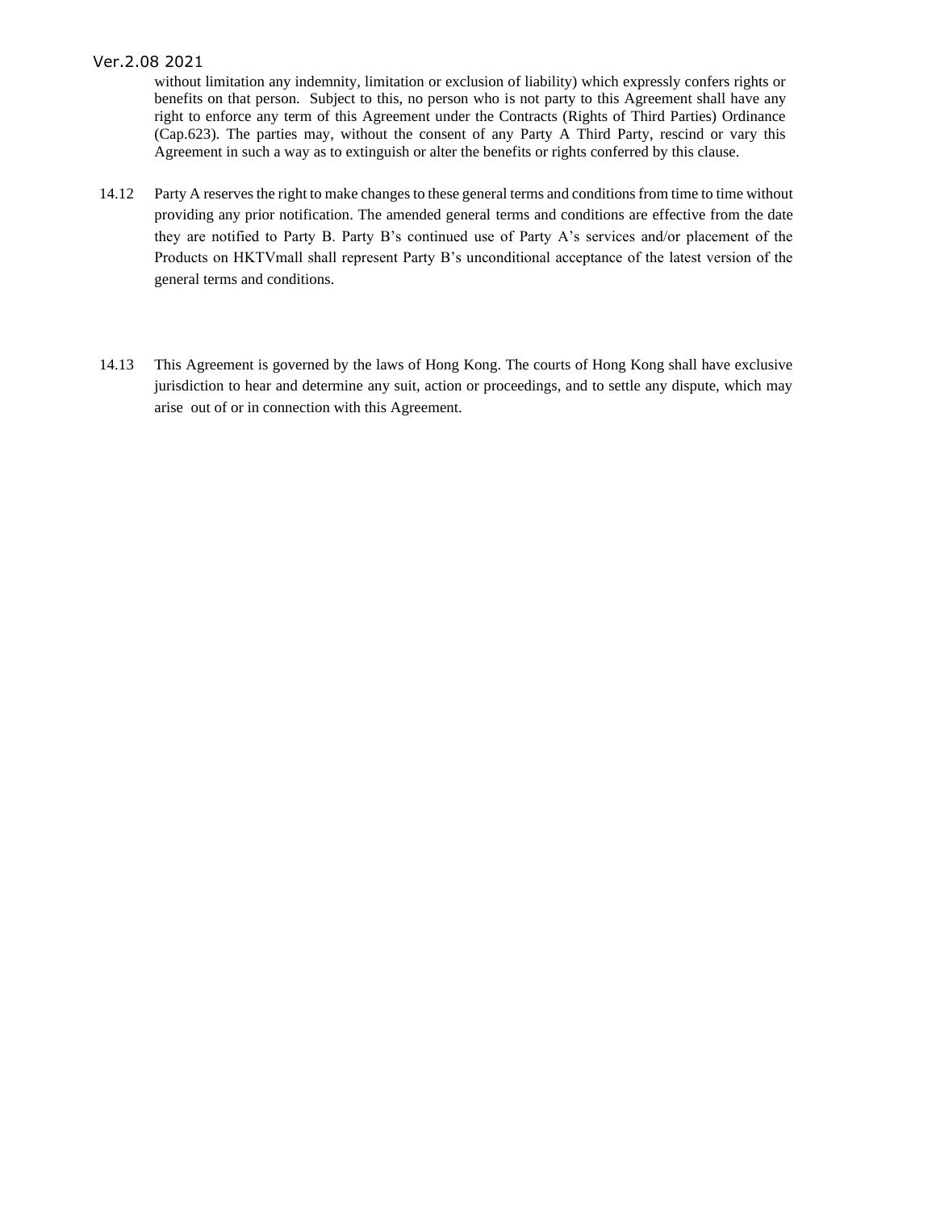without limitation any indemnity, limitation or exclusion of liability) which expressly confers rights or benefits on that person. Subject to this, no person who is not party to this Agreement shall have any right to enforce any term of this Agreement under the Contracts (Rights of Third Parties) Ordinance (Cap.623). The parties may, without the consent of any Party A Third Party, rescind or vary this Agreement in such a way as to extinguish or alter the benefits or rights conferred by this clause.

14.12 Party A reserves the right to make changes to these general terms and conditions from time to time without providing any prior notification. The amended general terms and conditions are effective from the date they are notified to Party B. Party B's continued use of Party A's services and/or placement of the Products on HKTVmall shall represent Party B's unconditional acceptance of the latest version of the general terms and conditions.

14.13 This Agreement is governed by the laws of Hong Kong. The courts of Hong Kong shall have exclusive jurisdiction to hear and determine any suit, action or proceedings, and to settle any dispute, which may arise out of or in connection with this Agreement.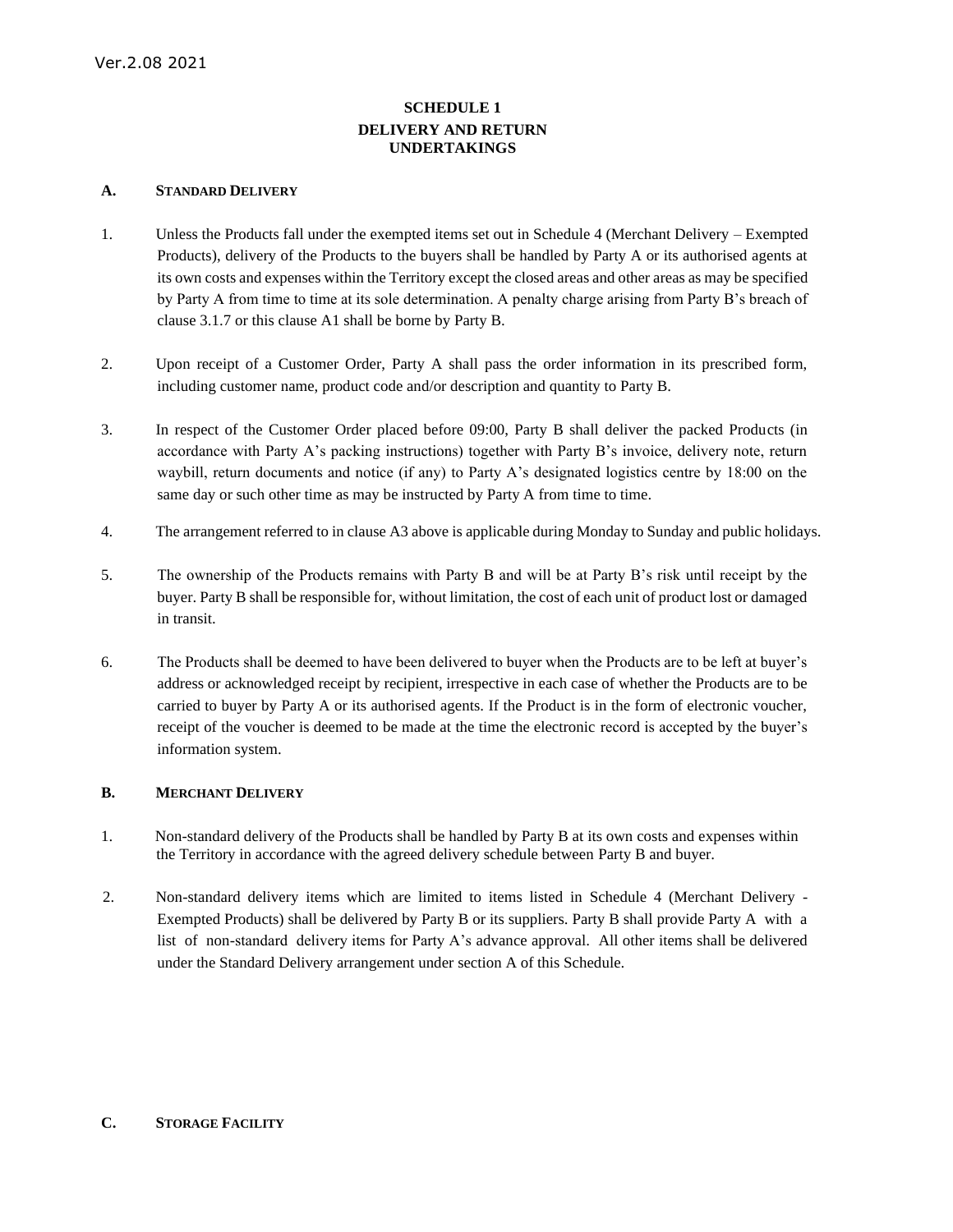## SCHEDULE 1
## DELIVERY AND RETURN UNDERTAKINGS

### A. STANDARD DELIVERY

1. Unless the Products fall under the exempted items set out in Schedule 4 (Merchant Delivery – Exempted Products), delivery of the Products to the buyers shall be handled by Party A or its authorised agents at its own costs and expenses within the Territory except the closed areas and other areas as may be specified by Party A from time to time at its sole determination. A penalty charge arising from Party B's breach of clause 3.1.7 or this clause A1 shall be borne by Party B.

2. Upon receipt of a Customer Order, Party A shall pass the order information in its prescribed form, including customer name, product code and/or description and quantity to Party B.

3. In respect of the Customer Order placed before 09:00, Party B shall deliver the packed Products (in accordance with Party A's packing instructions) together with Party B's invoice, delivery note, return waybill, return documents and notice (if any) to Party A's designated logistics centre by 18:00 on the same day or such other time as may be instructed by Party A from time to time.

4. The arrangement referred to in clause A3 above is applicable during Monday to Sunday and public holidays.

5. The ownership of the Products remains with Party B and will be at Party B's risk until receipt by the buyer. Party B shall be responsible for, without limitation, the cost of each unit of product lost or damaged in transit.

6. The Products shall be deemed to have been delivered to buyer when the Products are to be left at buyer's address or acknowledged receipt by recipient, irrespective in each case of whether the Products are to be carried to buyer by Party A or its authorised agents. If the Product is in the form of electronic voucher, receipt of the voucher is deemed to be made at the time the electronic record is accepted by the buyer's information system.

### B. MERCHANT DELIVERY

1. Non-standard delivery of the Products shall be handled by Party B at its own costs and expenses within the Territory in accordance with the agreed delivery schedule between Party B and buyer.

2. Non-standard delivery items which are limited to items listed in Schedule 4 (Merchant Delivery - Exempted Products) shall be delivered by Party B or its suppliers. Party B shall provide Party A with a list of non-standard delivery items for Party A's advance approval. All other items shall be delivered under the Standard Delivery arrangement under section A of this Schedule.

### C. STORAGE FACILITY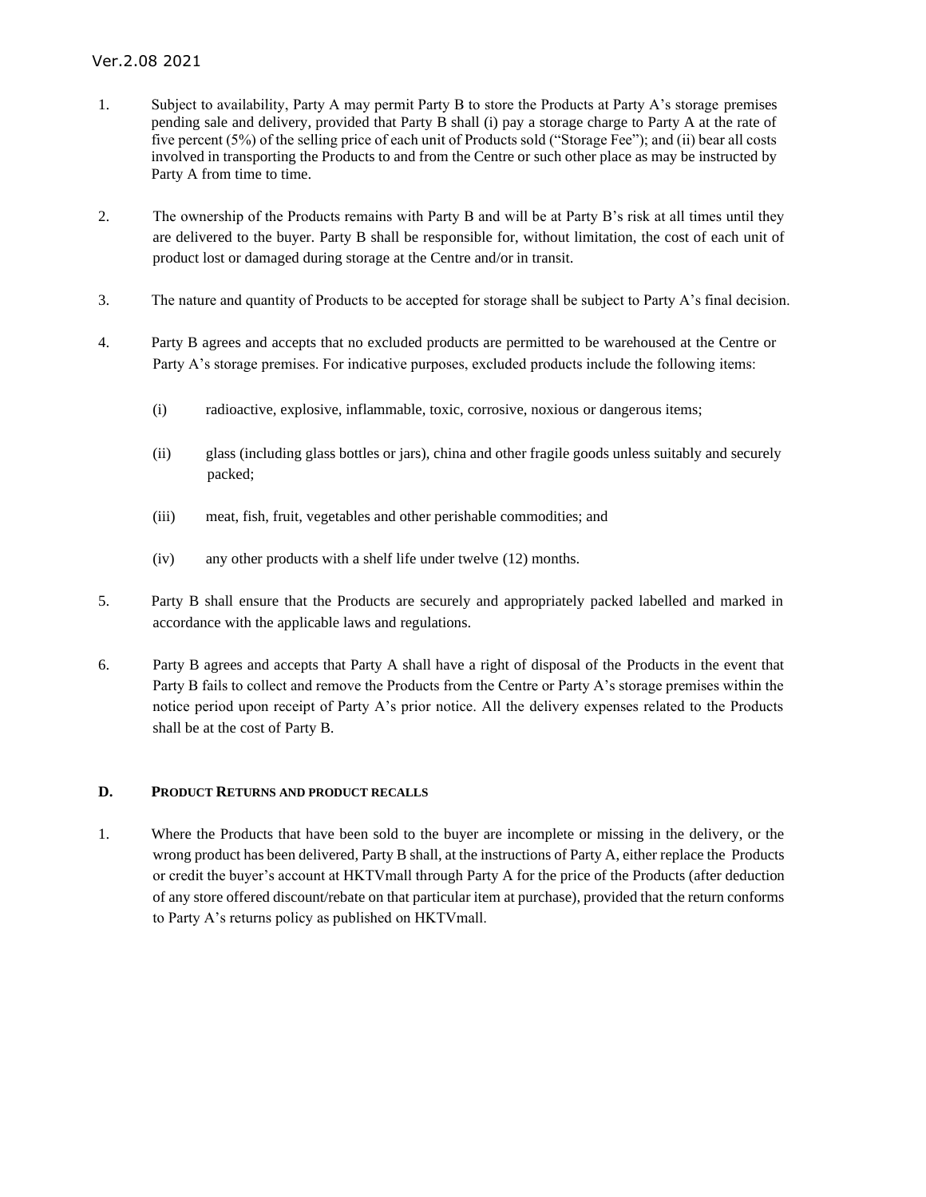1. Subject to availability, Party A may permit Party B to store the Products at Party A's storage premises pending sale and delivery, provided that Party B shall (i) pay a storage charge to Party A at the rate of five percent (5%) of the selling price of each unit of Products sold ("Storage Fee"); and (ii) bear all costs involved in transporting the Products to and from the Centre or such other place as may be instructed by Party A from time to time.

2. The ownership of the Products remains with Party B and will be at Party B's risk at all times until they are delivered to the buyer. Party B shall be responsible for, without limitation, the cost of each unit of product lost or damaged during storage at the Centre and/or in transit.

3. The nature and quantity of Products to be accepted for storage shall be subject to Party A's final decision.

4. Party B agrees and accepts that no excluded products are permitted to be warehoused at the Centre or Party A's storage premises. For indicative purposes, excluded products include the following items:

   (i) radioactive, explosive, inflammable, toxic, corrosive, noxious or dangerous items;

   (ii) glass (including glass bottles or jars), china and other fragile goods unless suitably and securely packed;

   (iii) meat, fish, fruit, vegetables and other perishable commodities; and

   (iv) any other products with a shelf life under twelve (12) months.

5. Party B shall ensure that the Products are securely and appropriately packed labelled and marked in accordance with the applicable laws and regulations.

6. Party B agrees and accepts that Party A shall have a right of disposal of the Products in the event that Party B fails to collect and remove the Products from the Centre or Party A's storage premises within the notice period upon receipt of Party A's prior notice. All the delivery expenses related to the Products shall be at the cost of Party B.

## D. PRODUCT RETURNS AND PRODUCT RECALLS

1. Where the Products that have been sold to the buyer are incomplete or missing in the delivery, or the wrong product has been delivered, Party B shall, at the instructions of Party A, either replace the Products or credit the buyer's account at HKTVmall through Party A for the price of the Products (after deduction of any store offered discount/rebate on that particular item at purchase), provided that the return conforms to Party A's returns policy as published on HKTVmall.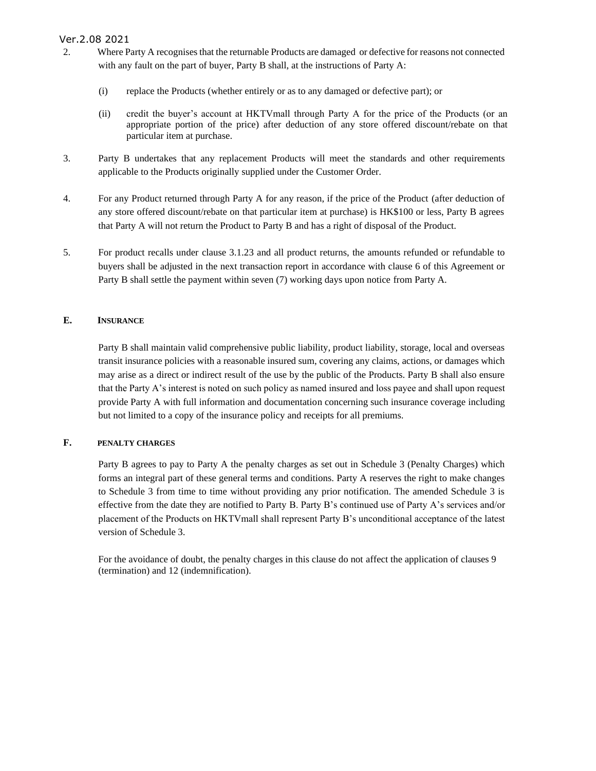2. Where Party A recognises that the returnable Products are damaged or defective for reasons not connected with any fault on the part of buyer, Party B shall, at the instructions of Party A:

   (i) replace the Products (whether entirely or as to any damaged or defective part); or

   (ii) credit the buyer's account at HKTVmall through Party A for the price of the Products (or an appropriate portion of the price) after deduction of any store offered discount/rebate on that particular item at purchase.

3. Party B undertakes that any replacement Products will meet the standards and other requirements applicable to the Products originally supplied under the Customer Order.

4. For any Product returned through Party A for any reason, if the price of the Product (after deduction of any store offered discount/rebate on that particular item at purchase) is HK$100 or less, Party B agrees that Party A will not return the Product to Party B and has a right of disposal of the Product.

5. For product recalls under clause 3.1.23 and all product returns, the amounts refunded or refundable to buyers shall be adjusted in the next transaction report in accordance with clause 6 of this Agreement or Party B shall settle the payment within seven (7) working days upon notice from Party A.

## E. INSURANCE

Party B shall maintain valid comprehensive public liability, product liability, storage, local and overseas transit insurance policies with a reasonable insured sum, covering any claims, actions, or damages which may arise as a direct or indirect result of the use by the public of the Products. Party B shall also ensure that the Party A's interest is noted on such policy as named insured and loss payee and shall upon request provide Party A with full information and documentation concerning such insurance coverage including but not limited to a copy of the insurance policy and receipts for all premiums.

## F. PENALTY CHARGES

Party B agrees to pay to Party A the penalty charges as set out in Schedule 3 (Penalty Charges) which forms an integral part of these general terms and conditions. Party A reserves the right to make changes to Schedule 3 from time to time without providing any prior notification. The amended Schedule 3 is effective from the date they are notified to Party B. Party B's continued use of Party A's services and/or placement of the Products on HKTVmall shall represent Party B's unconditional acceptance of the latest version of Schedule 3.

For the avoidance of doubt, the penalty charges in this clause do not affect the application of clauses 9 (termination) and 12 (indemnification).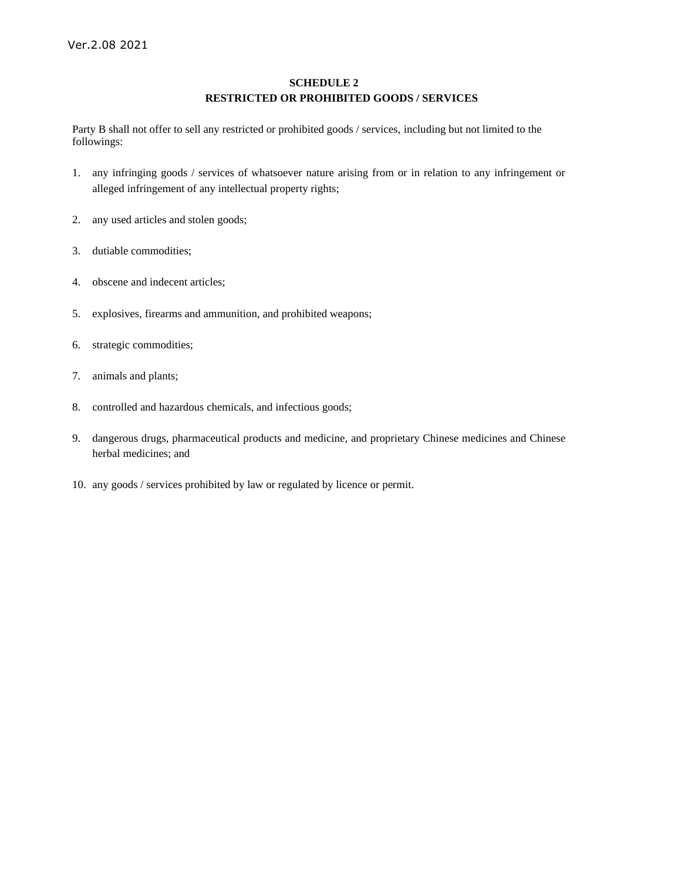Ver.2.08 2021

**SCHEDULE 2**
**RESTRICTED OR PROHIBITED GOODS / SERVICES**

Party B shall not offer to sell any restricted or prohibited goods / services, including but not limited to the followings:

1. any infringing goods / services of whatsoever nature arising from or in relation to any infringement or alleged infringement of any intellectual property rights;

2. any used articles and stolen goods;

3. dutiable commodities;

4. obscene and indecent articles;

5. explosives, firearms and ammunition, and prohibited weapons;

6. strategic commodities;

7. animals and plants;

8. controlled and hazardous chemicals, and infectious goods;

9. dangerous drugs, pharmaceutical products and medicine, and proprietary Chinese medicines and Chinese herbal medicines; and

10. any goods / services prohibited by law or regulated by licence or permit.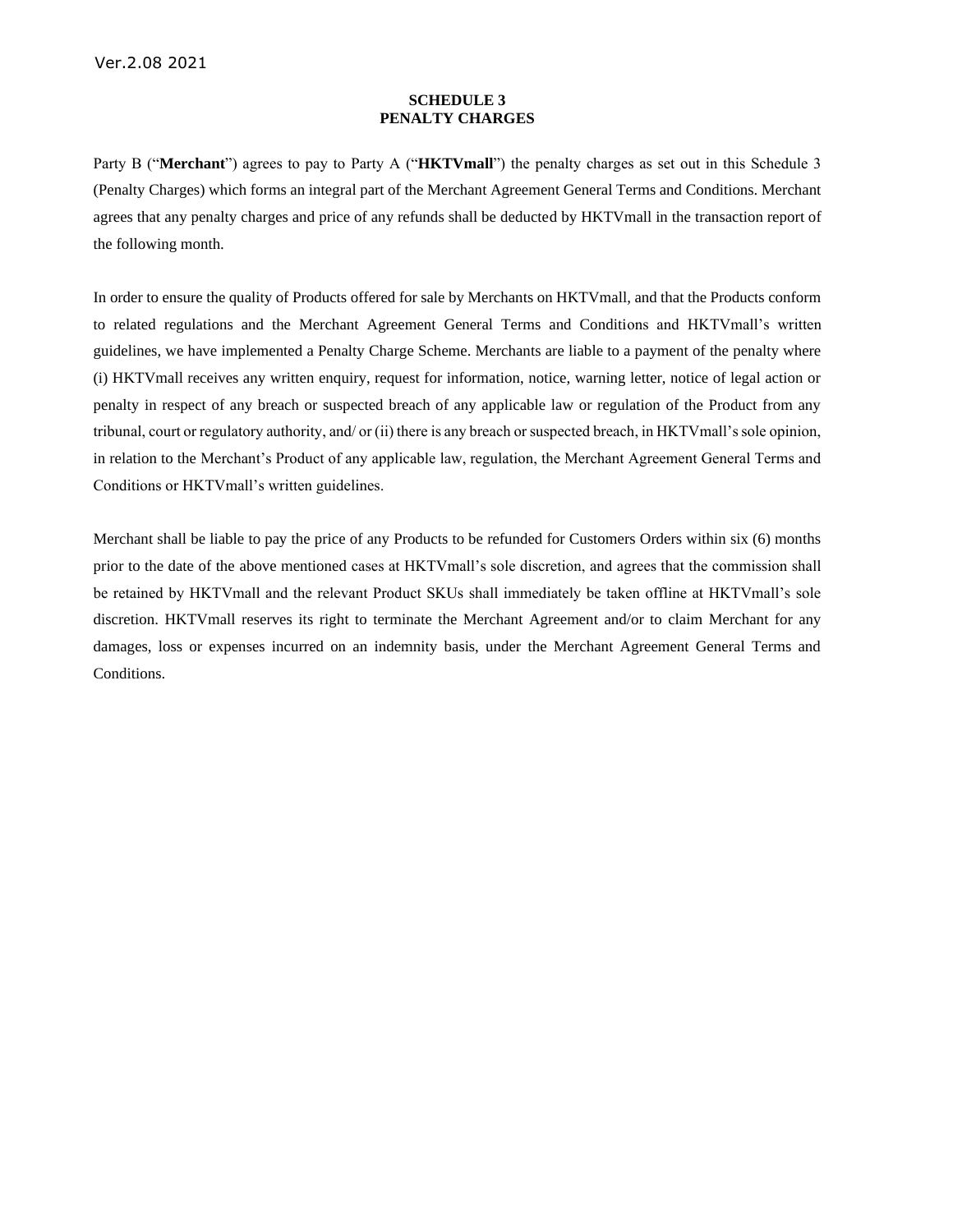# SCHEDULE 3
# PENALTY CHARGES

Party B ("**Merchant**") agrees to pay to Party A ("**HKTVmall**") the penalty charges as set out in this Schedule 3 (Penalty Charges) which forms an integral part of the Merchant Agreement General Terms and Conditions. Merchant agrees that any penalty charges and price of any refunds shall be deducted by HKTVmall in the transaction report of the following month.

In order to ensure the quality of Products offered for sale by Merchants on HKTVmall, and that the Products conform to related regulations and the Merchant Agreement General Terms and Conditions and HKTVmall's written guidelines, we have implemented a Penalty Charge Scheme. Merchants are liable to a payment of the penalty where (i) HKTVmall receives any written enquiry, request for information, notice, warning letter, notice of legal action or penalty in respect of any breach or suspected breach of any applicable law or regulation of the Product from any tribunal, court or regulatory authority, and/ or (ii) there is any breach or suspected breach, in HKTVmall's sole opinion, in relation to the Merchant's Product of any applicable law, regulation, the Merchant Agreement General Terms and Conditions or HKTVmall's written guidelines.

Merchant shall be liable to pay the price of any Products to be refunded for Customers Orders within six (6) months prior to the date of the above mentioned cases at HKTVmall's sole discretion, and agrees that the commission shall be retained by HKTVmall and the relevant Product SKUs shall immediately be taken offline at HKTVmall's sole discretion. HKTVmall reserves its right to terminate the Merchant Agreement and/or to claim Merchant for any damages, loss or expenses incurred on an indemnity basis, under the Merchant Agreement General Terms and Conditions.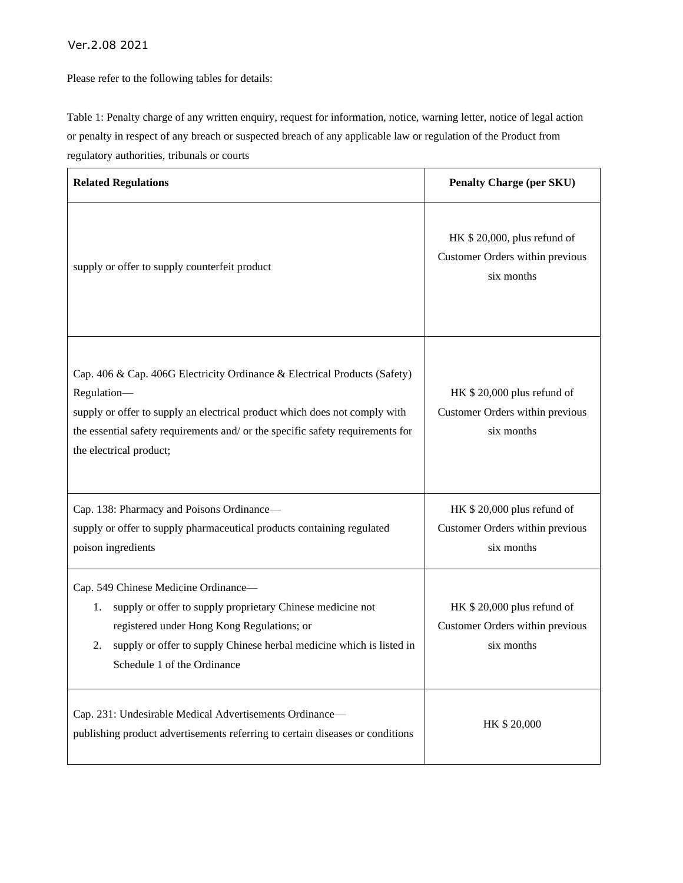Please refer to the following tables for details:

Table 1: Penalty charge of any written enquiry, request for information, notice, warning letter, notice of legal action or penalty in respect of any breach or suspected breach of any applicable law or regulation of the Product from regulatory authorities, tribunals or courts

| **Related Regulations** | **Penalty Charge (per SKU)** |
|---|---|
| supply or offer to supply counterfeit product | HK $ 20,000, plus refund of Customer Orders within previous six months |
| Cap. 406 & Cap. 406G Electricity Ordinance & Electrical Products (Safety) Regulation—<br>supply or offer to supply an electrical product which does not comply with the essential safety requirements and/ or the specific safety requirements for the electrical product; | HK $ 20,000 plus refund of Customer Orders within previous six months |
| Cap. 138: Pharmacy and Poisons Ordinance—<br>supply or offer to supply pharmaceutical products containing regulated poison ingredients | HK $ 20,000 plus refund of Customer Orders within previous six months |
| Cap. 549 Chinese Medicine Ordinance—<br>1. supply or offer to supply proprietary Chinese medicine not registered under Hong Kong Regulations; or<br>2. supply or offer to supply Chinese herbal medicine which is listed in Schedule 1 of the Ordinance | HK $ 20,000 plus refund of Customer Orders within previous six months |
| Cap. 231: Undesirable Medical Advertisements Ordinance—<br>publishing product advertisements referring to certain diseases or conditions | HK $ 20,000 |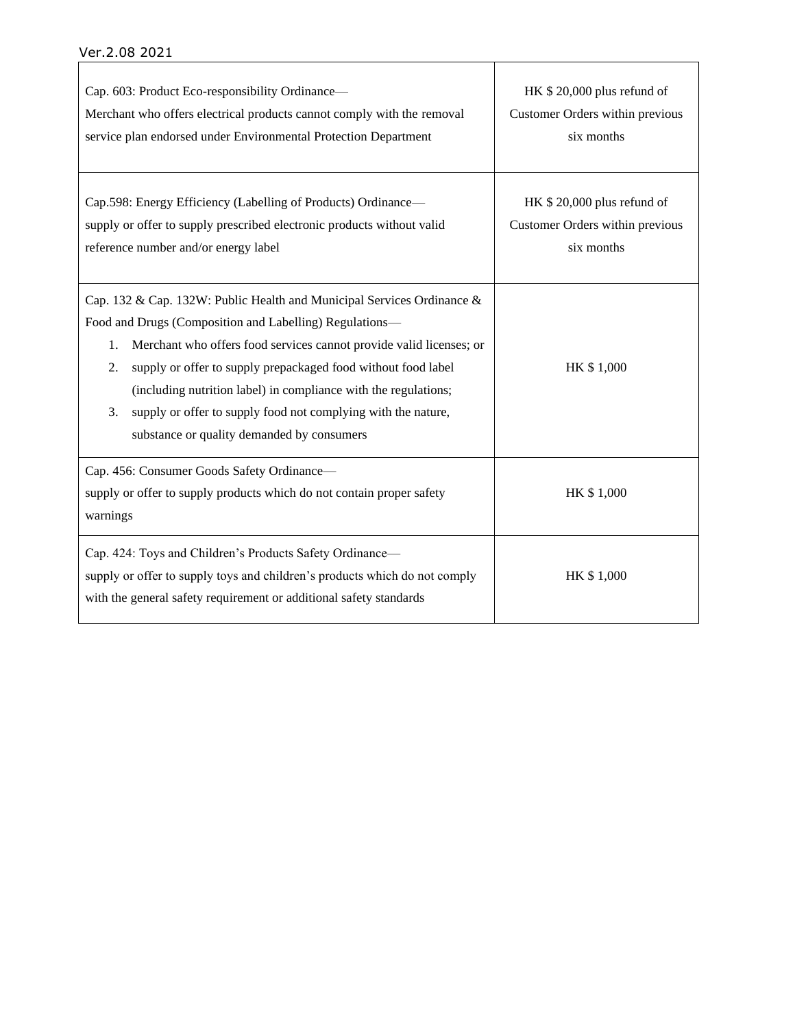| | |
|---|---|
| Cap. 603: Product Eco-responsibility Ordinance—<br>Merchant who offers electrical products cannot comply with the removal service plan endorsed under Environmental Protection Department | HK $ 20,000 plus refund of Customer Orders within previous six months |
| Cap.598: Energy Efficiency (Labelling of Products) Ordinance—<br>supply or offer to supply prescribed electronic products without valid reference number and/or energy label | HK $ 20,000 plus refund of Customer Orders within previous six months |
| Cap. 132 & Cap. 132W: Public Health and Municipal Services Ordinance & Food and Drugs (Composition and Labelling) Regulations—<br>1. Merchant who offers food services cannot provide valid licenses; or<br>2. supply or offer to supply prepackaged food without food label (including nutrition label) in compliance with the regulations;<br>3. supply or offer to supply food not complying with the nature, substance or quality demanded by consumers | HK $ 1,000 |
| Cap. 456: Consumer Goods Safety Ordinance—<br>supply or offer to supply products which do not contain proper safety warnings | HK $ 1,000 |
| Cap. 424: Toys and Children's Products Safety Ordinance—<br>supply or offer to supply toys and children's products which do not comply with the general safety requirement or additional safety standards | HK $ 1,000 |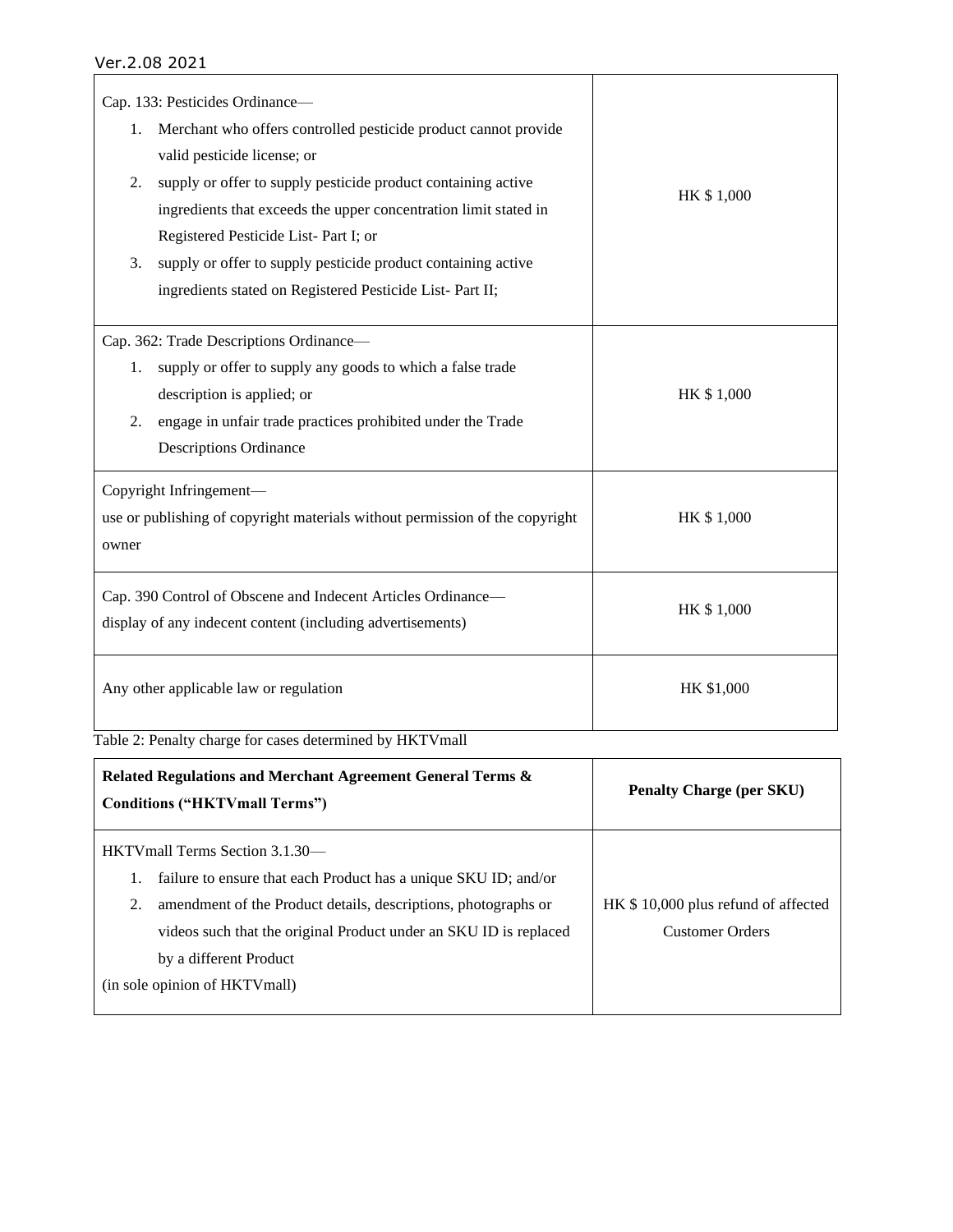| | |
|---|---|
| Cap. 133: Pesticides Ordinance—<br>1. Merchant who offers controlled pesticide product cannot provide valid pesticide license; or<br>2. supply or offer to supply pesticide product containing active ingredients that exceeds the upper concentration limit stated in Registered Pesticide List- Part I; or<br>3. supply or offer to supply pesticide product containing active ingredients stated on Registered Pesticide List- Part II; | HK $ 1,000 |
| Cap. 362: Trade Descriptions Ordinance—<br>1. supply or offer to supply any goods to which a false trade description is applied; or<br>2. engage in unfair trade practices prohibited under the Trade Descriptions Ordinance | HK $ 1,000 |
| Copyright Infringement—<br>use or publishing of copyright materials without permission of the copyright owner | HK $ 1,000 |
| Cap. 390 Control of Obscene and Indecent Articles Ordinance—<br>display of any indecent content (including advertisements) | HK $ 1,000 |
| Any other applicable law or regulation | HK $1,000 |

Table 2: Penalty charge for cases determined by HKTVmall

| **Related Regulations and Merchant Agreement General Terms & Conditions ("HKTVmall Terms")** | **Penalty Charge (per SKU)** |
|---|---|
| HKTVmall Terms Section 3.1.30—<br>1. failure to ensure that each Product has a unique SKU ID; and/or<br>2. amendment of the Product details, descriptions, photographs or videos such that the original Product under an SKU ID is replaced by a different Product<br>(in sole opinion of HKTVmall) | HK $ 10,000 plus refund of affected Customer Orders |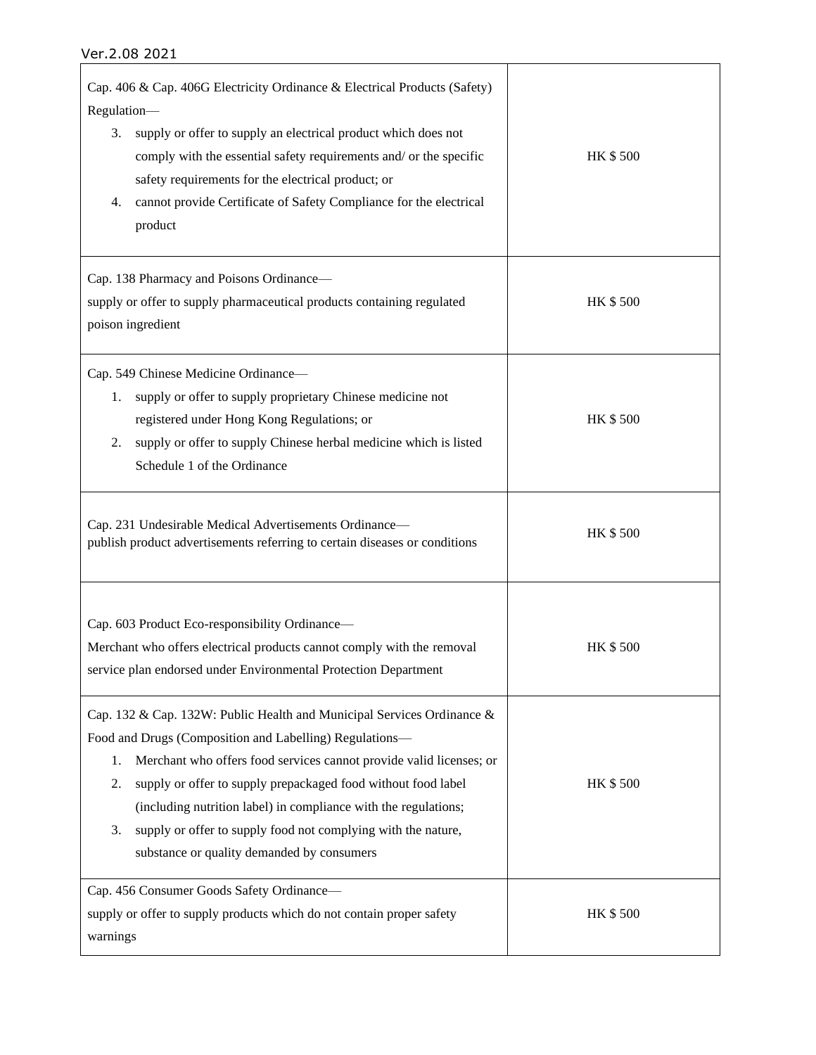| | |
|---|---|
| Cap. 406 & Cap. 406G Electricity Ordinance & Electrical Products (Safety) Regulation—<br>3. supply or offer to supply an electrical product which does not comply with the essential safety requirements and/ or the specific safety requirements for the electrical product; or<br>4. cannot provide Certificate of Safety Compliance for the electrical product | HK $ 500 |
| Cap. 138 Pharmacy and Poisons Ordinance—<br>supply or offer to supply pharmaceutical products containing regulated poison ingredient | HK $ 500 |
| Cap. 549 Chinese Medicine Ordinance—<br>1. supply or offer to supply proprietary Chinese medicine not registered under Hong Kong Regulations; or<br>2. supply or offer to supply Chinese herbal medicine which is listed Schedule 1 of the Ordinance | HK $ 500 |
| Cap. 231 Undesirable Medical Advertisements Ordinance—<br>publish product advertisements referring to certain diseases or conditions | HK $ 500 |
| Cap. 603 Product Eco-responsibility Ordinance—<br>Merchant who offers electrical products cannot comply with the removal service plan endorsed under Environmental Protection Department | HK $ 500 |
| Cap. 132 & Cap. 132W: Public Health and Municipal Services Ordinance & Food and Drugs (Composition and Labelling) Regulations—<br>1. Merchant who offers food services cannot provide valid licenses; or<br>2. supply or offer to supply prepackaged food without food label (including nutrition label) in compliance with the regulations;<br>3. supply or offer to supply food not complying with the nature, substance or quality demanded by consumers | HK $ 500 |
| Cap. 456 Consumer Goods Safety Ordinance—<br>supply or offer to supply products which do not contain proper safety warnings | HK $ 500 |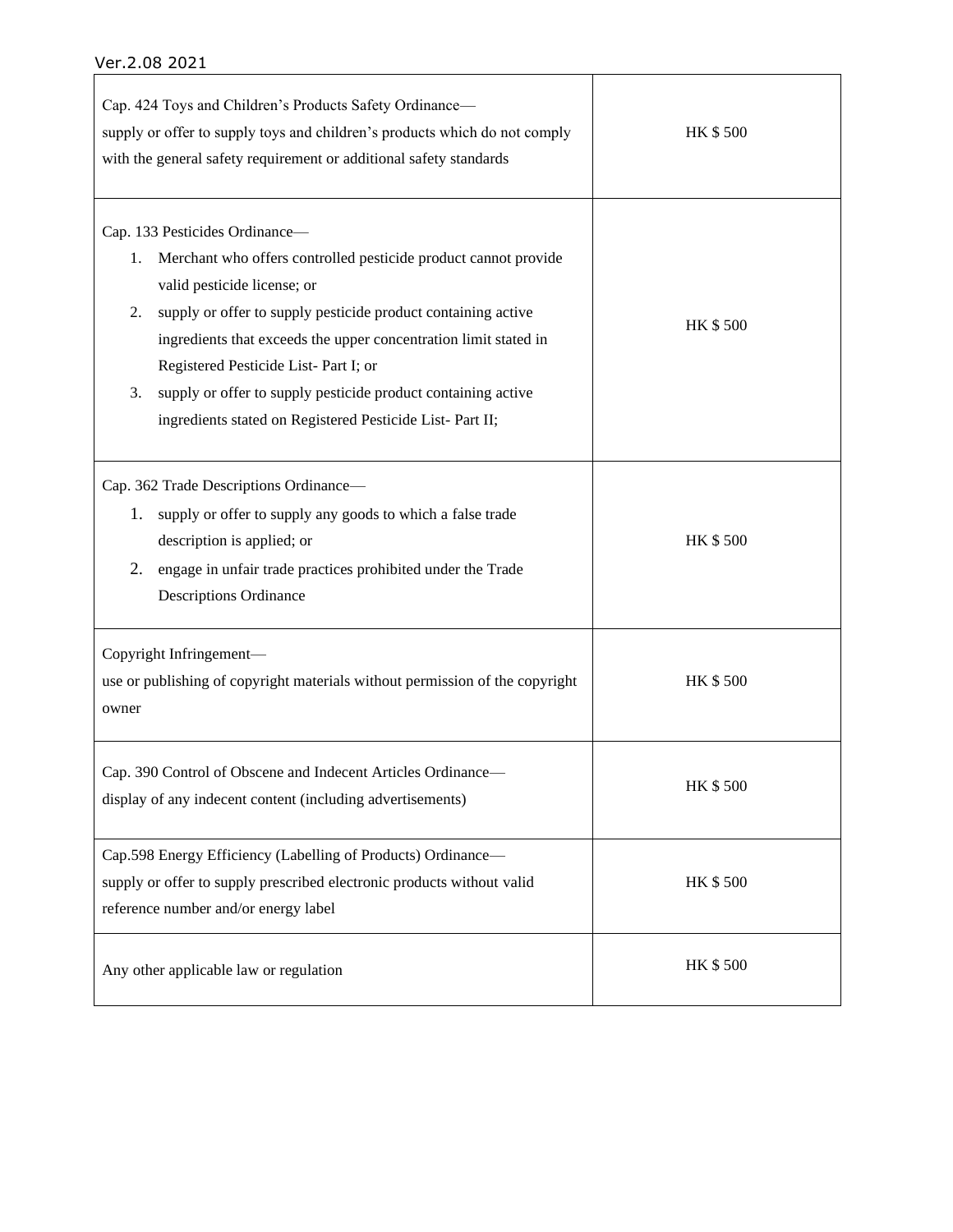| | |
|---|---|
| Cap. 424 Toys and Children's Products Safety Ordinance—<br>supply or offer to supply toys and children's products which do not comply with the general safety requirement or additional safety standards | HK $ 500 |
| Cap. 133 Pesticides Ordinance—<br>1. Merchant who offers controlled pesticide product cannot provide valid pesticide license; or<br>2. supply or offer to supply pesticide product containing active ingredients that exceeds the upper concentration limit stated in Registered Pesticide List- Part I; or<br>3. supply or offer to supply pesticide product containing active ingredients stated on Registered Pesticide List- Part II; | HK $ 500 |
| Cap. 362 Trade Descriptions Ordinance—<br>1. supply or offer to supply any goods to which a false trade description is applied; or<br>2. engage in unfair trade practices prohibited under the Trade Descriptions Ordinance | HK $ 500 |
| Copyright Infringement—<br>use or publishing of copyright materials without permission of the copyright owner | HK $ 500 |
| Cap. 390 Control of Obscene and Indecent Articles Ordinance—<br>display of any indecent content (including advertisements) | HK $ 500 |
| Cap.598 Energy Efficiency (Labelling of Products) Ordinance—<br>supply or offer to supply prescribed electronic products without valid reference number and/or energy label | HK $ 500 |
| Any other applicable law or regulation | HK $ 500 |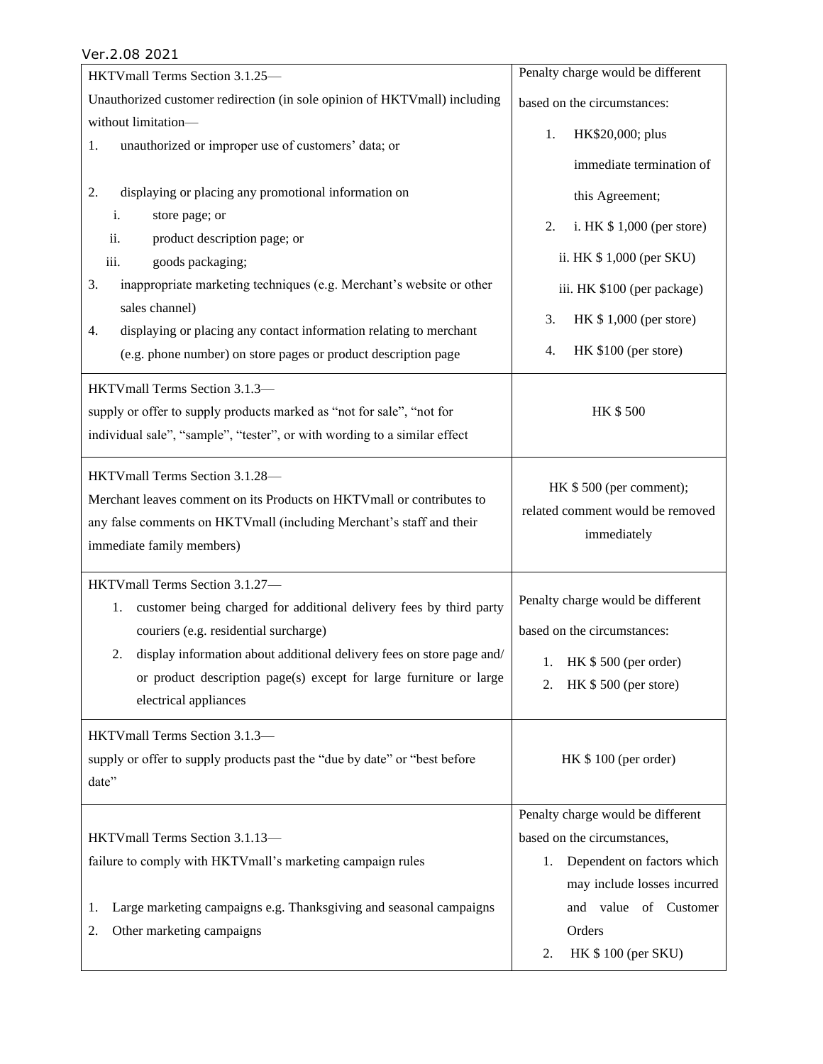Ver.2.08 2021

| | |
|---|---|
| HKTVmall Terms Section 3.1.25—<br>Unauthorized customer redirection (in sole opinion of HKTVmall) including without limitation—<br>1. unauthorized or improper use of customers' data; or<br>2. displaying or placing any promotional information on<br>i. store page; or<br>ii. product description page; or<br>iii. goods packaging;<br>3. inappropriate marketing techniques (e.g. Merchant's website or other sales channel)<br>4. displaying or placing any contact information relating to merchant (e.g. phone number) on store pages or product description page | Penalty charge would be different based on the circumstances:<br>1. HK$20,000; plus immediate termination of this Agreement;<br>2. i. HK $ 1,000 (per store)<br>ii. HK $ 1,000 (per SKU)<br>iii. HK $100 (per package)<br>3. HK $ 1,000 (per store)<br>4. HK $100 (per store) |
| HKTVmall Terms Section 3.1.3—<br>supply or offer to supply products marked as "not for sale", "not for individual sale", "sample", "tester", or with wording to a similar effect | HK $ 500 |
| HKTVmall Terms Section 3.1.28—<br>Merchant leaves comment on its Products on HKTVmall or contributes to any false comments on HKTVmall (including Merchant's staff and their immediate family members) | HK $ 500 (per comment);<br>related comment would be removed immediately |
| HKTVmall Terms Section 3.1.27—<br>1. customer being charged for additional delivery fees by third party couriers (e.g. residential surcharge)<br>2. display information about additional delivery fees on store page and/ or product description page(s) except for large furniture or large electrical appliances | Penalty charge would be different based on the circumstances:<br>1. HK $ 500 (per order)<br>2. HK $ 500 (per store) |
| HKTVmall Terms Section 3.1.3—<br>supply or offer to supply products past the "due by date" or "best before date" | HK $ 100 (per order) |
| HKTVmall Terms Section 3.1.13—<br>failure to comply with HKTVmall's marketing campaign rules<br>1. Large marketing campaigns e.g. Thanksgiving and seasonal campaigns<br>2. Other marketing campaigns | Penalty charge would be different based on the circumstances,<br>1. Dependent on factors which may include losses incurred and value of Customer Orders<br>2. HK $ 100 (per SKU) |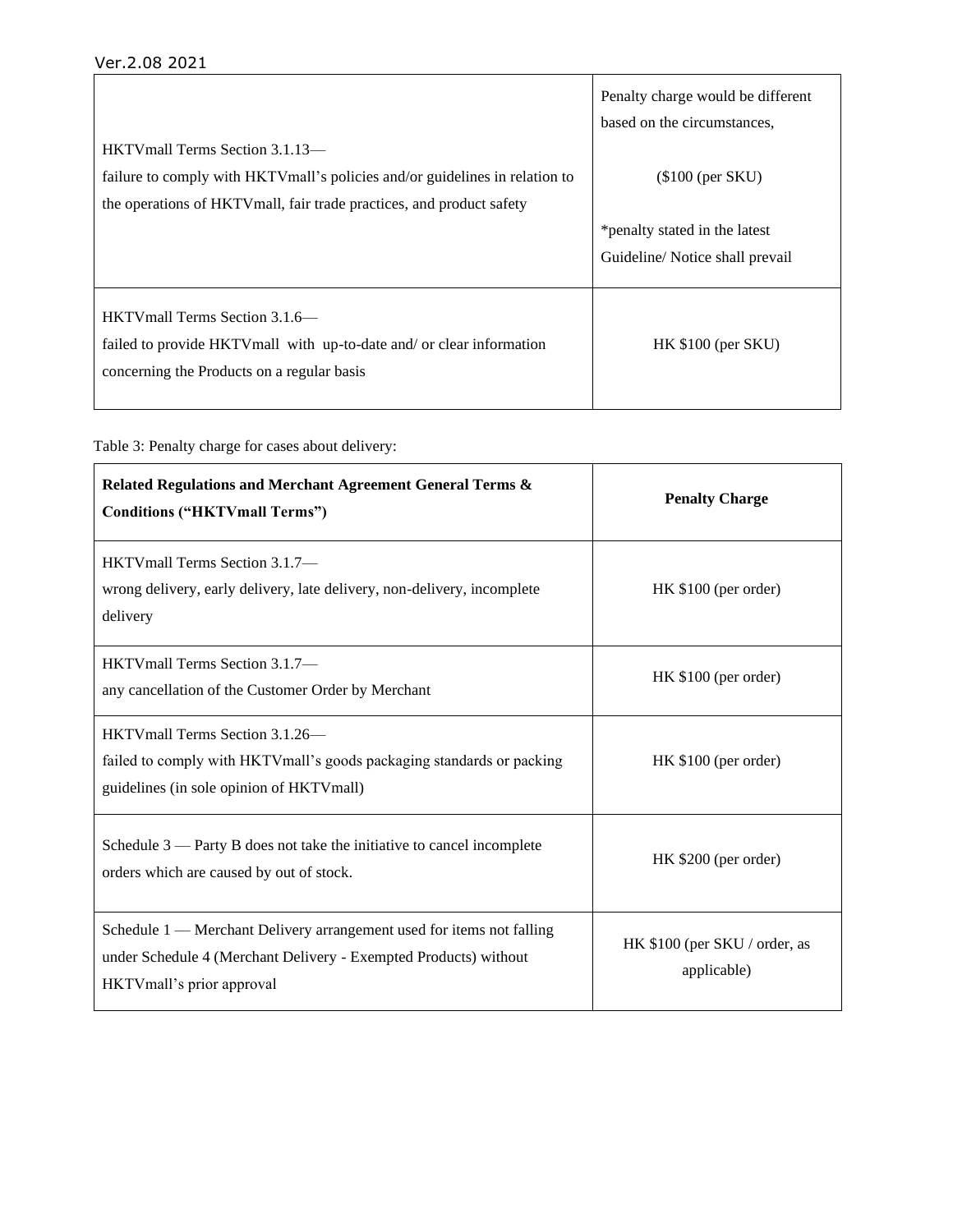| | |
|---|---|
| HKTVmall Terms Section 3.1.13— failure to comply with HKTVmall's policies and/or guidelines in relation to the operations of HKTVmall, fair trade practices, and product safety | Penalty charge would be different based on the circumstances, ($100 (per SKU) *penalty stated in the latest Guideline/ Notice shall prevail |
| HKTVmall Terms Section 3.1.6— failed to provide HKTVmall with up-to-date and/ or clear information concerning the Products on a regular basis | HK $100 (per SKU) |

Table 3: Penalty charge for cases about delivery:

| **Related Regulations and Merchant Agreement General Terms & Conditions ("HKTVmall Terms")** | **Penalty Charge** |
|---|---|
| HKTVmall Terms Section 3.1.7— wrong delivery, early delivery, late delivery, non-delivery, incomplete delivery | HK $100 (per order) |
| HKTVmall Terms Section 3.1.7— any cancellation of the Customer Order by Merchant | HK $100 (per order) |
| HKTVmall Terms Section 3.1.26— failed to comply with HKTVmall's goods packaging standards or packing guidelines (in sole opinion of HKTVmall) | HK $100 (per order) |
| Schedule 3 — Party B does not take the initiative to cancel incomplete orders which are caused by out of stock. | HK $200 (per order) |
| Schedule 1 — Merchant Delivery arrangement used for items not falling under Schedule 4 (Merchant Delivery - Exempted Products) without HKTVmall's prior approval | HK $100 (per SKU / order, as applicable) |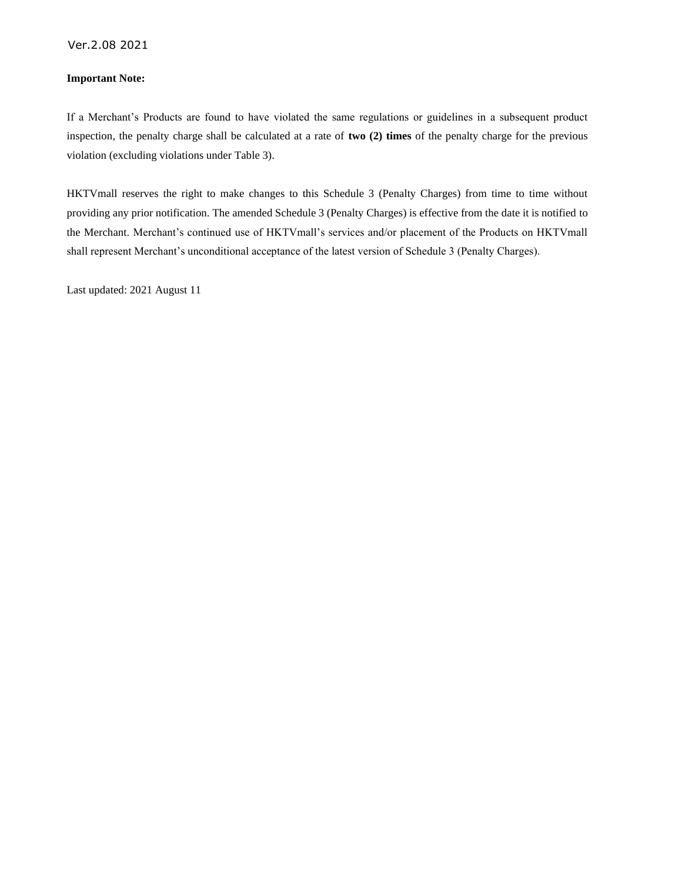**Important Note:**

If a Merchant's Products are found to have violated the same regulations or guidelines in a subsequent product inspection, the penalty charge shall be calculated at a rate of **two (2) times** of the penalty charge for the previous violation (excluding violations under Table 3).

HKTVmall reserves the right to make changes to this Schedule 3 (Penalty Charges) from time to time without providing any prior notification. The amended Schedule 3 (Penalty Charges) is effective from the date it is notified to the Merchant. Merchant's continued use of HKTVmall's services and/or placement of the Products on HKTVmall shall represent Merchant's unconditional acceptance of the latest version of Schedule 3 (Penalty Charges).

Last updated: 2021 August 11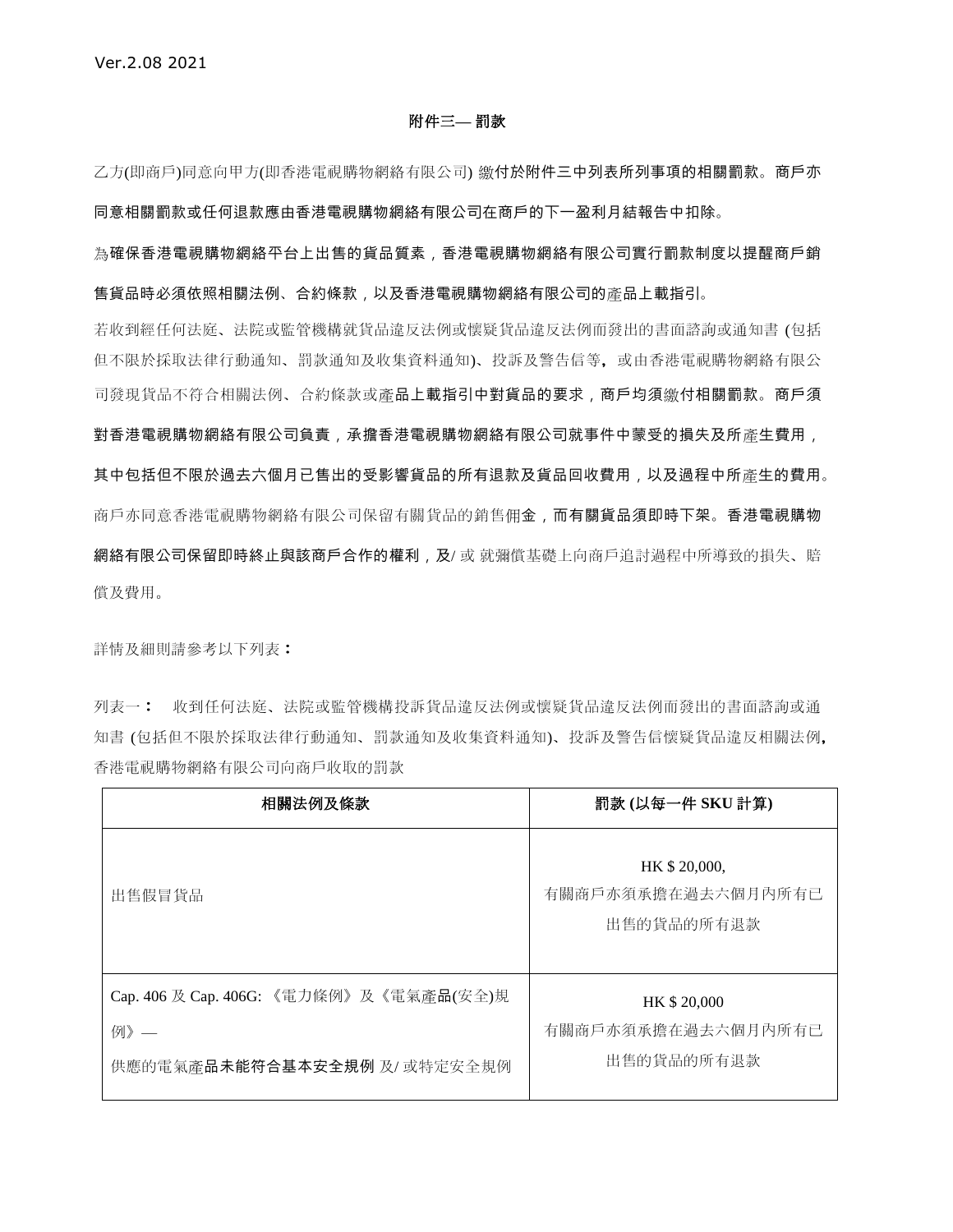## 附件三— 罰款

乙方(即商戶)同意向甲方(即香港電視購物網絡有限公司) 繳付於附件三中列表所列事項的相關罰款。商戶亦同意相關罰款或任何退款應由香港電視購物網絡有限公司在商戶的下一盈利月結報告中扣除。

為確保香港電視購物網絡平台上出售的貨品質素，香港電視購物網絡有限公司實行罰款制度以提醒商戶銷售貨品時必須依照相關法例、合約條款，以及香港電視購物網絡有限公司的產品上載指引。

若收到經任何法庭、法院或監管機構就貨品違反法例或懷疑貨品違反法例而發出的書面諮詢或通知書 (包括但不限於採取法律行動通知、罰款通知及收集資料通知)、投訴及警告信等，或由香港電視購物網絡有限公司發現貨品不符合相關法例、合約條款或產品上載指引中對貨品的要求，商戶均須繳付相關罰款。商戶須對香港電視購物網絡有限公司負責，承擔香港電視購物網絡有限公司就事件中蒙受的損失及所產生費用，其中包括但不限於過去六個月已售出的受影響貨品的所有退款及貨品回收費用，以及過程中所產生的費用。商戶亦同意香港電視購物網絡有限公司保留有關貨品的銷售佣金，而有關貨品須即時下架。香港電視購物網絡有限公司保留即時終止與該商戶合作的權利，及/ 或 就彌償基礎上向商戶追討過程中所導致的損失、賠償及費用。

詳情及細則請參考以下列表：

列表一： 收到任何法庭、法院或監管機構投訴貨品違反法例或懷疑貨品違反法例而發出的書面諮詢或通知書 (包括但不限於採取法律行動通知、罰款通知及收集資料通知)、投訴及警告信懷疑貨品違反相關法例，香港電視購物網絡有限公司向商戶收取的罰款

| 相關法例及條款 | 罰款 (以每一件 SKU 計算) |
|---|---|
| 出售假冒貨品 | HK $ 20,000,<br>有關商戶亦須承擔在過去六個月內所有已出售的貨品的所有退款 |
| Cap. 406 及 Cap. 406G: 《電力條例》及《電氣產品(安全)規例》—<br>供應的電氣產品未能符合基本安全規例 及/ 或特定安全規例 | HK $ 20,000<br>有關商戶亦須承擔在過去六個月內所有已出售的貨品的所有退款 |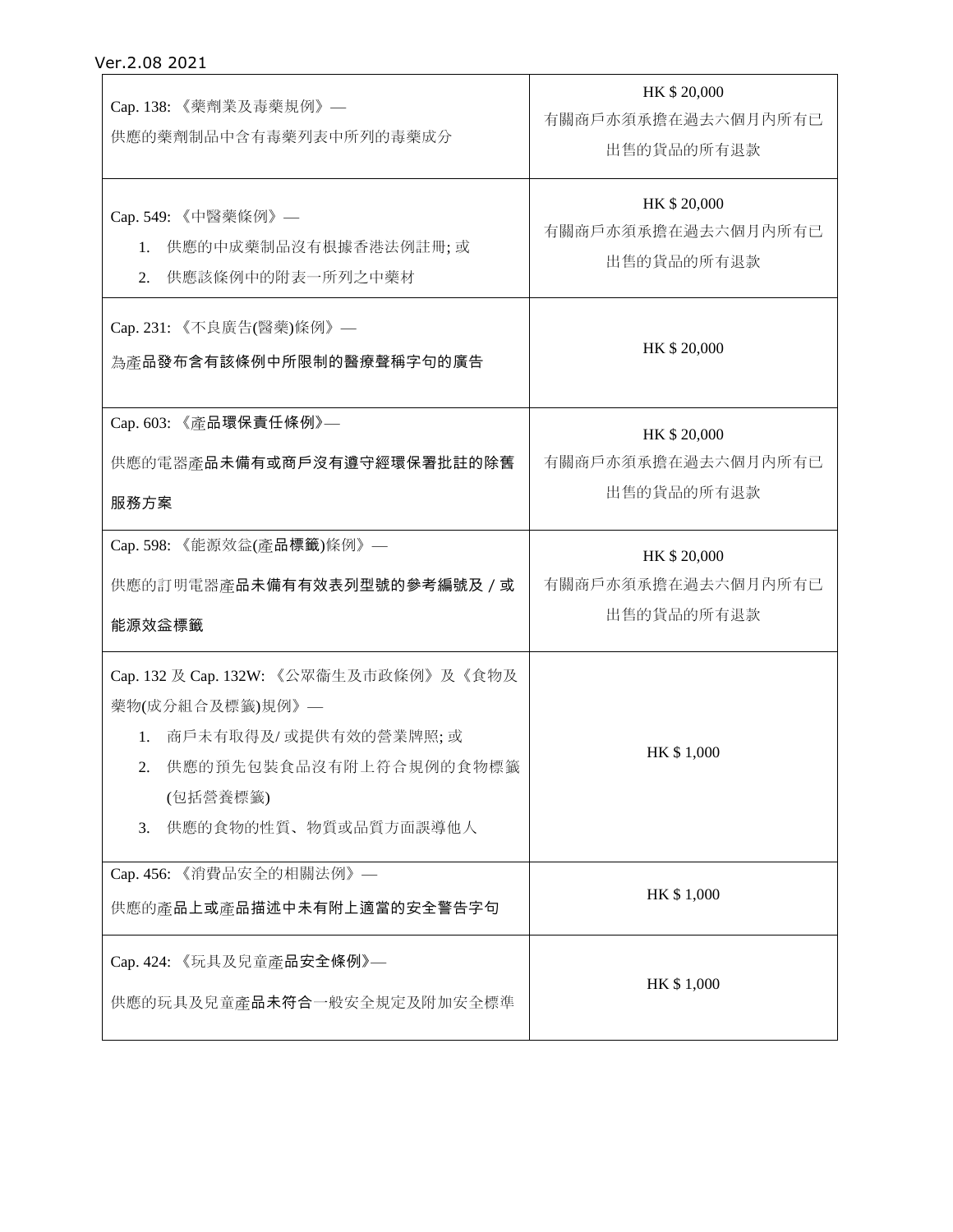| | |
|---|---|
| Cap. 138: 《藥劑業及毒藥規例》—<br>供應的藥劑制品中含有毒藥列表中所列的毒藥成分 | HK $ 20,000<br>有關商戶亦須承擔在過去六個月內所有已出售的貨品的所有退款 |
| Cap. 549: 《中醫藥條例》—<br>1. 供應的中成藥制品沒有根據香港法例註冊; 或<br>2. 供應該條例中的附表一所列之中藥材 | HK $ 20,000<br>有關商戶亦須承擔在過去六個月內所有已出售的貨品的所有退款 |
| Cap. 231: 《不良廣告(醫藥)條例》—<br>為產品發布含有該條例中所限制的醫療聲稱字句的廣告 | HK $ 20,000 |
| Cap. 603: 《產品環保責任條例》—<br>供應的電器產品未備有或商戶沒有遵守經環保署批註的除舊服務方案 | HK $ 20,000<br>有關商戶亦須承擔在過去六個月內所有已出售的貨品的所有退款 |
| Cap. 598: 《能源效益(產品標籤)條例》—<br>供應的訂明電器產品未備有有效表列型號的參考編號及／或能源效益標籤 | HK $ 20,000<br>有關商戶亦須承擔在過去六個月內所有已出售的貨品的所有退款 |
| Cap. 132 及 Cap. 132W: 《公眾衞生及市政條例》及《食物及藥物(成分組合及標籤)規例》—<br>1. 商戶未有取得及/ 或提供有效的營業牌照; 或<br>2. 供應的預先包裝食品沒有附上符合規例的食物標籤(包括營養標籤)<br>3. 供應的食物的性質、物質或品質方面誤導他人 | HK $ 1,000 |
| Cap. 456: 《消費品安全的相關法例》—<br>供應的產品上或產品描述中未有附上適當的安全警告字句 | HK $ 1,000 |
| Cap. 424: 《玩具及兒童產品安全條例》—<br>供應的玩具及兒童產品未符合一般安全規定及附加安全標準 | HK $ 1,000 |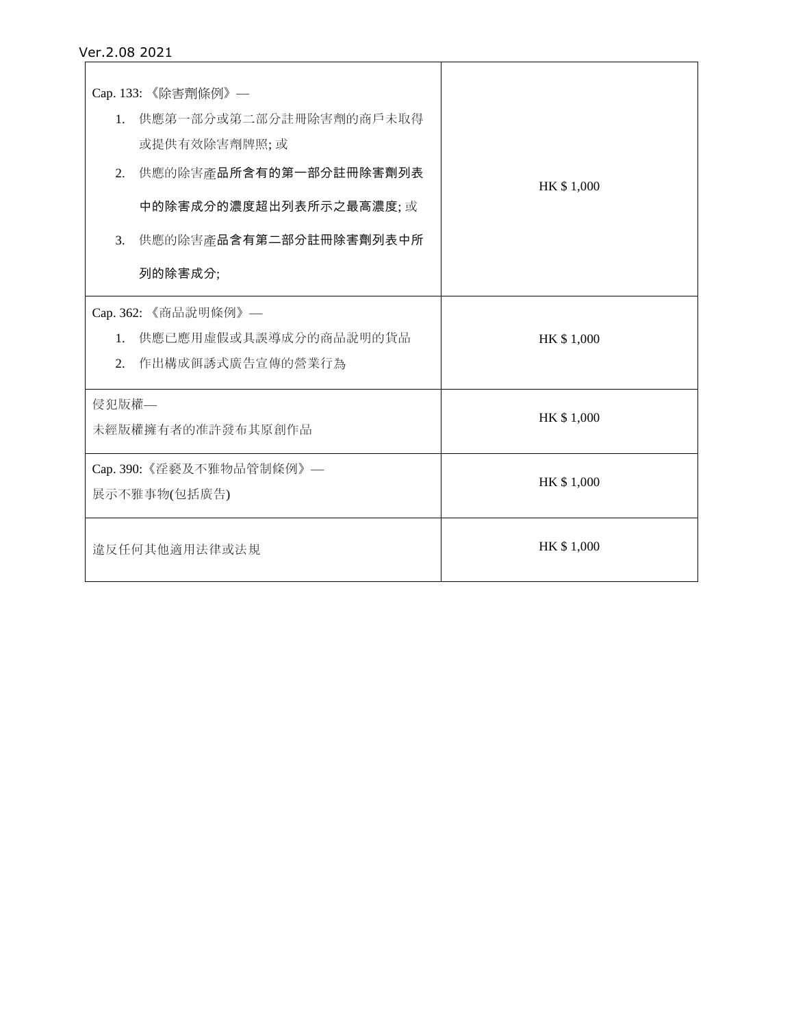| | |
|---|---|
| Cap. 133: 《除害劑條例》—<br>1. 供應第一部分或第二部分註冊除害劑的商戶未取得或提供有效除害劑牌照; 或<br>2. 供應的除害產品所含有的第一部分註冊除害劑列表中的除害成分的濃度超出列表所示之最高濃度; 或<br>3. 供應的除害產品含有第二部分註冊除害劑列表中所列的除害成分; | HK $ 1,000 |
| Cap. 362: 《商品說明條例》—<br>1. 供應已應用虛假或具誤導成分的商品說明的貨品<br>2. 作出構成餌誘式廣告宣傳的營業行為 | HK $ 1,000 |
| 侵犯版權—<br>未經版權擁有者的准許發布其原創作品 | HK $ 1,000 |
| Cap. 390:《淫褻及不雅物品管制條例》—<br>展示不雅事物(包括廣告) | HK $ 1,000 |
| 違反任何其他適用法律或法規 | HK $ 1,000 |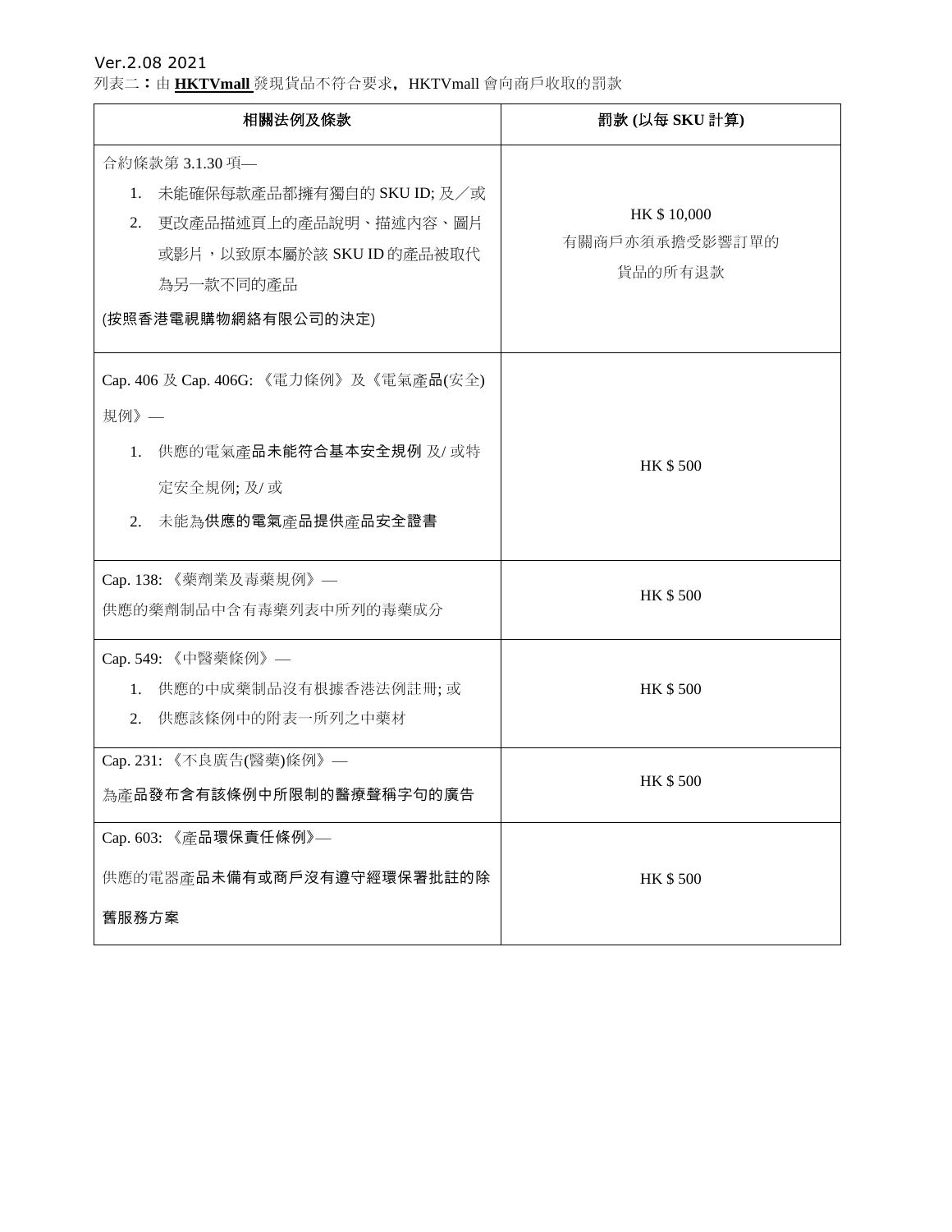Ver.2.08 2021

列表二：由 **HKTVmall** 發現貨品不符合要求，HKTVmall 會向商戶收取的罰款

| 相關法例及條款 | 罰款 (以每 SKU 計算) |
|---|---|
| 合約條款第 3.1.30 項—<br>1. 未能確保每款產品都擁有獨自的 SKU ID; 及／或<br>2. 更改產品描述頁上的產品說明、描述內容、圖片或影片，以致原本屬於該 SKU ID 的產品被取代為另一款不同的產品<br>(按照香港電視購物網絡有限公司的決定) | HK $ 10,000<br>有關商戶亦須承擔受影響訂單的貨品的所有退款 |
| Cap. 406 及 Cap. 406G: 《電力條例》及《電氣產品(安全)規例》—<br>1. 供應的電氣產品未能符合基本安全規例 及/ 或特定安全規例; 及/ 或<br>2. 未能為供應的電氣產品提供產品安全證書 | HK $ 500 |
| Cap. 138: 《藥劑業及毒藥規例》—<br>供應的藥劑制品中含有毒藥列表中所列的毒藥成分 | HK $ 500 |
| Cap. 549: 《中醫藥條例》—<br>1. 供應的中成藥制品沒有根據香港法例註冊; 或<br>2. 供應該條例中的附表一所列之中藥材 | HK $ 500 |
| Cap. 231: 《不良廣告(醫藥)條例》—<br>為產品發布含有該條例中所限制的醫療聲稱字句的廣告 | HK $ 500 |
| Cap. 603: 《產品環保責任條例》—<br>供應的電器產品未備有或商戶沒有遵守經環保署批註的除舊服務方案 | HK $ 500 |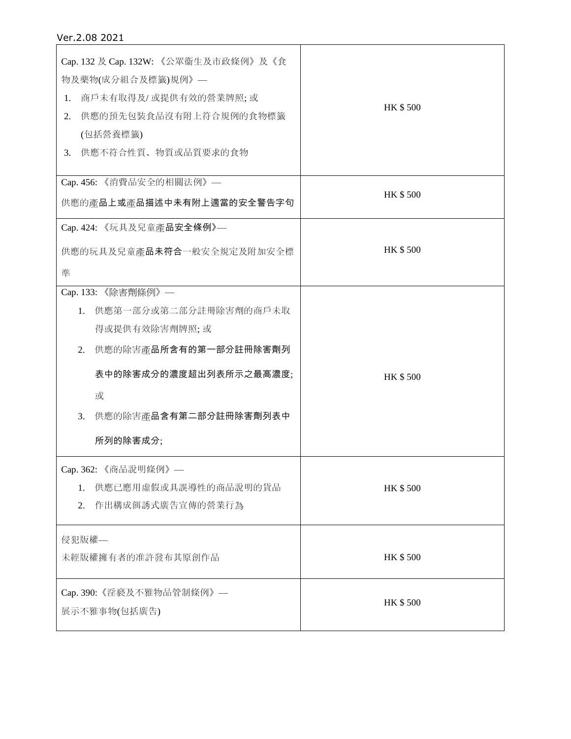| | |
|---|---|
| Cap. 132 及 Cap. 132W: 《公眾衞生及市政條例》及《食物及藥物(成分組合及標籤)規例》—<br>1. 商戶未有取得及/ 或提供有效的營業牌照; 或<br>2. 供應的預先包裝食品沒有附上符合規例的食物標籤(包括營養標籤)<br>3. 供應不符合性質、物質或品質要求的食物 | HK $ 500 |
| Cap. 456: 《消費品安全的相關法例》—<br>供應的產品上或產品描述中未有附上適當的安全警告字句 | HK $ 500 |
| Cap. 424: 《玩具及兒童產品安全條例》—<br>供應的玩具及兒童產品未符合一般安全規定及附加安全標準 | HK $ 500 |
| Cap. 133: 《除害劑條例》—<br>1. 供應第一部分或第二部分註冊除害劑的商戶未取得或提供有效除害劑牌照; 或<br>2. 供應的除害產品所含有的第一部分註冊除害劑列表中的除害成分的濃度超出列表所示之最高濃度; 或<br>3. 供應的除害產品含有第二部分註冊除害劑列表中所列的除害成分; | HK $ 500 |
| Cap. 362: 《商品說明條例》—<br>1. 供應已應用虛假或具誤導性的商品說明的貨品<br>2. 作出構成餌誘式廣告宣傳的營業行為 | HK $ 500 |
| 侵犯版權—<br>未經版權擁有者的准許發布其原創作品 | HK $ 500 |
| Cap. 390:《淫褻及不雅物品管制條例》—<br>展示不雅事物(包括廣告) | HK $ 500 |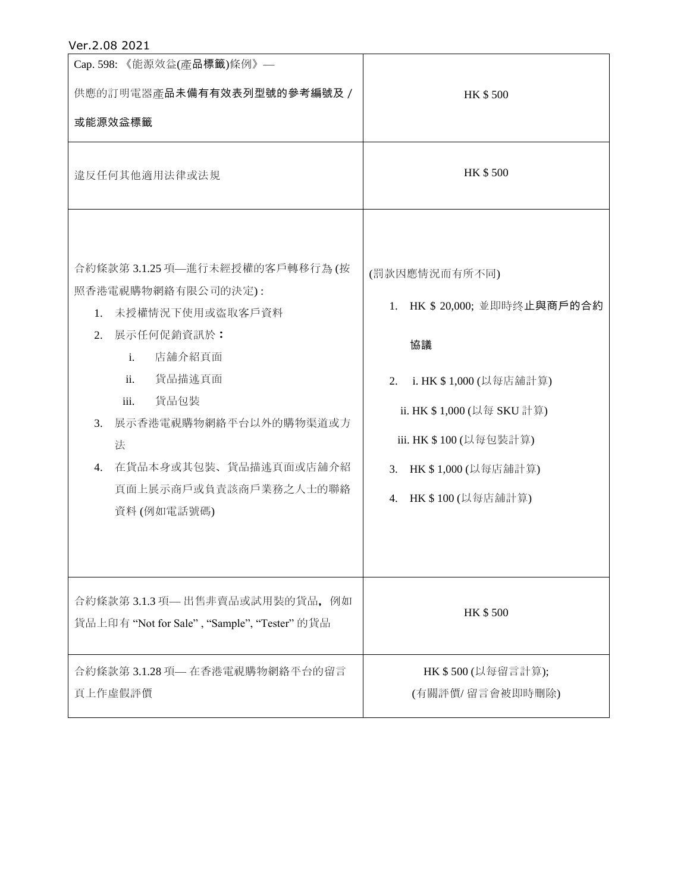Ver.2.08 2021

| | |
|---|---|
| Cap. 598: 《能源效益(產品標籤)條例》—<br>供應的訂明電器產品未備有有效表列型號的參考編號及 / 或能源效益標籤 | HK $ 500 |
| 違反任何其他適用法律或法規 | HK $ 500 |
| 合約條款第 3.1.25 項—進行未經授權的客戶轉移行為 (按照香港電視購物網絡有限公司的決定) :<br>1. 未授權情況下使用或盜取客戶資料<br>2. 展示任何促銷資訊於：<br>i. 店舖介紹頁面<br>ii. 貨品描述頁面<br>iii. 貨品包裝<br>3. 展示香港電視購物網絡平台以外的購物渠道或方法<br>4. 在貨品本身或其包裝、貨品描述頁面或店舖介紹頁面上展示商戶或負責該商戶業務之人士的聯絡資料 (例如電話號碼) | (罰款因應情況而有所不同)<br>1. HK $ 20,000; 並即時終止與商戶的合約協議<br>2. i. HK $ 1,000 (以每店舖計算)<br>ii. HK $ 1,000 (以每 SKU 計算)<br>iii. HK $ 100 (以每包裝計算)<br>3. HK $ 1,000 (以每店舖計算)<br>4. HK $ 100 (以每店舖計算) |
| 合約條款第 3.1.3 項— 出售非賣品或試用裝的貨品，例如貨品上印有 "Not for Sale" , "Sample", "Tester" 的貨品 | HK $ 500 |
| 合約條款第 3.1.28 項— 在香港電視購物網絡平台的留言頁上作虛假評價 | HK $ 500 (以每留言計算);<br>(有關評價/ 留言會被即時刪除) |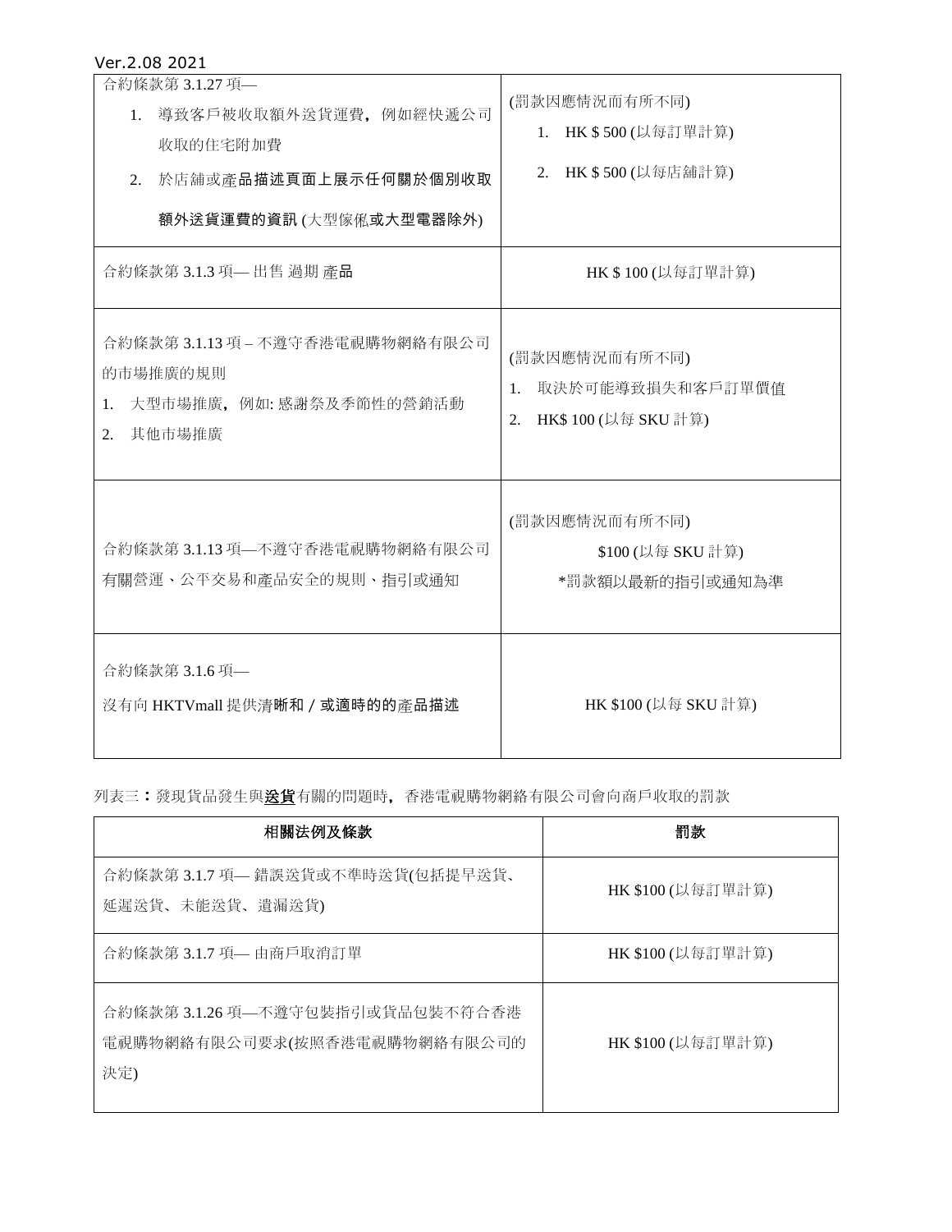| | |
|---|---|
| 合約條款第 3.1.27 項— 1. 導致客戶被收取額外送貨運費，例如經快遞公司收取的住宅附加費 2. 於店舖或產品描述頁面上展示任何關於個別收取額外送貨運費的資訊 (大型傢俬或大型電器除外) | (罰款因應情況而有所不同) 1. HK $ 500 (以每訂單計算) 2. HK $ 500 (以每店舖計算) |
| 合約條款第 3.1.3 項— 出售 過期 產品 | HK $ 100 (以每訂單計算) |
| 合約條款第 3.1.13 項 – 不遵守香港電視購物網絡有限公司的市場推廣的規則 1. 大型市場推廣，例如: 感謝祭及季節性的營銷活動 2. 其他市場推廣 | (罰款因應情況而有所不同) 1. 取決於可能導致損失和客戶訂單價值 2. HK$ 100 (以每 SKU 計算) |
| 合約條款第 3.1.13 項—不遵守香港電視購物網絡有限公司有關營運、公平交易和產品安全的規則、指引或通知 | (罰款因應情況而有所不同) $100 (以每 SKU 計算) *罰款額以最新的指引或通知為準 |
| 合約條款第 3.1.6 項— 沒有向 HKTVmall 提供清晰和 / 或適時的的產品描述 | HK $100 (以每 SKU 計算) |

列表三：發現貨品發生與**送貨**有關的問題時，香港電視購物網絡有限公司會向商戶收取的罰款

| 相關法例及條款 | 罰款 |
|---|---|
| 合約條款第 3.1.7 項— 錯誤送貨或不準時送貨(包括提早送貨、延遲送貨、未能送貨、遺漏送貨) | HK $100 (以每訂單計算) |
| 合約條款第 3.1.7 項— 由商戶取消訂單 | HK $100 (以每訂單計算) |
| 合約條款第 3.1.26 項—不遵守包裝指引或貨品包裝不符合香港電視購物網絡有限公司要求(按照香港電視購物網絡有限公司的決定) | HK $100 (以每訂單計算) |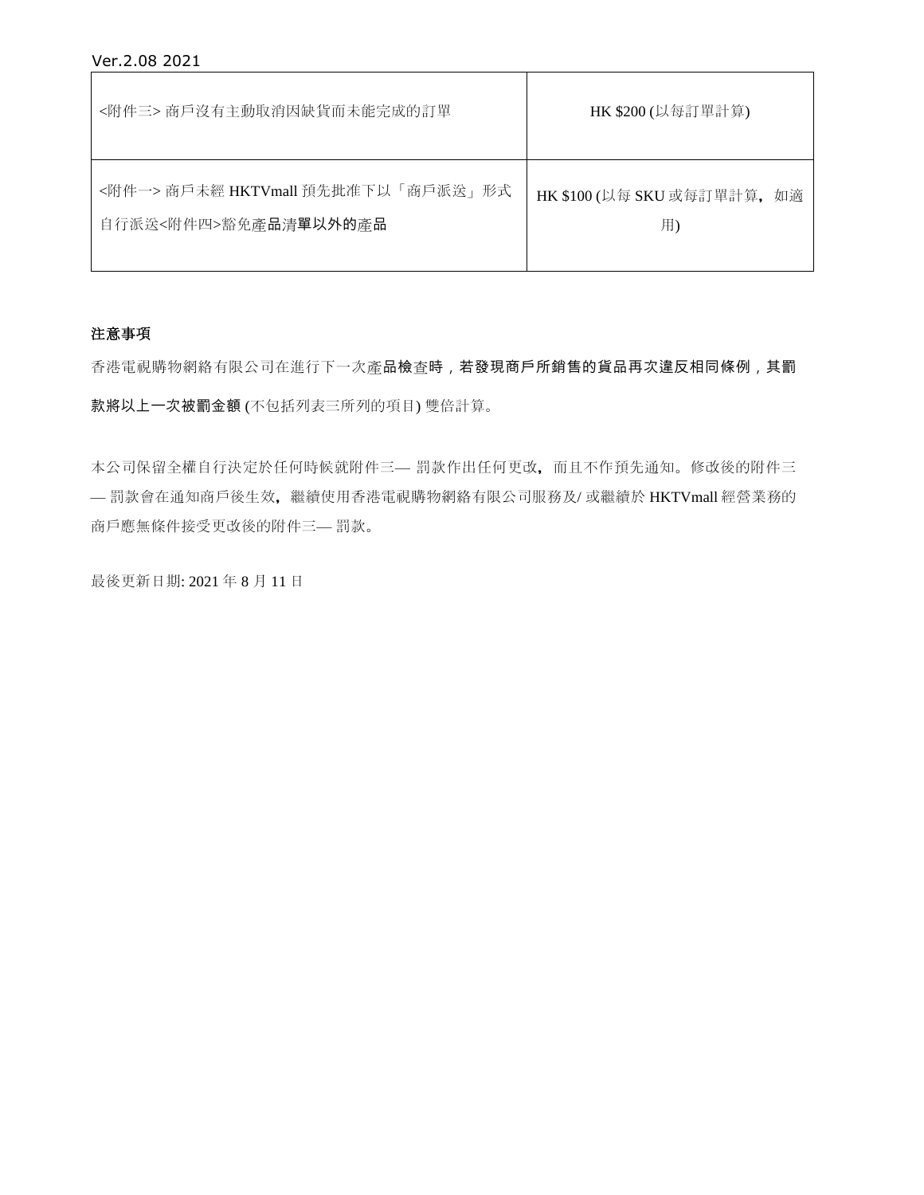| | |
|---|---|
| <附件三> 商戶沒有主動取消因缺貨而未能完成的訂單 | HK $200 (以每訂單計算) |
| <附件一> 商戶未經 HKTVmall 預先批准下以「商戶派送」形式自行派送<附件四>豁免產品清單以外的產品 | HK $100 (以每 SKU 或每訂單計算，如適用) |

**注意事項**

香港電視購物網絡有限公司在進行下一次產品檢查時，若發現商戶所銷售的貨品再次違反相同條例，其罰款將以上一次被罰金額 (不包括列表三所列的項目) 雙倍計算。

本公司保留全權自行決定於任何時候就附件三— 罰款作出任何更改，而且不作預先通知。修改後的附件三— 罰款會在通知商戶後生效，繼續使用香港電視購物網絡有限公司服務及/ 或繼續於 HKTVmall 經營業務的商戶應無條件接受更改後的附件三— 罰款。

最後更新日期: 2021 年 8 月 11 日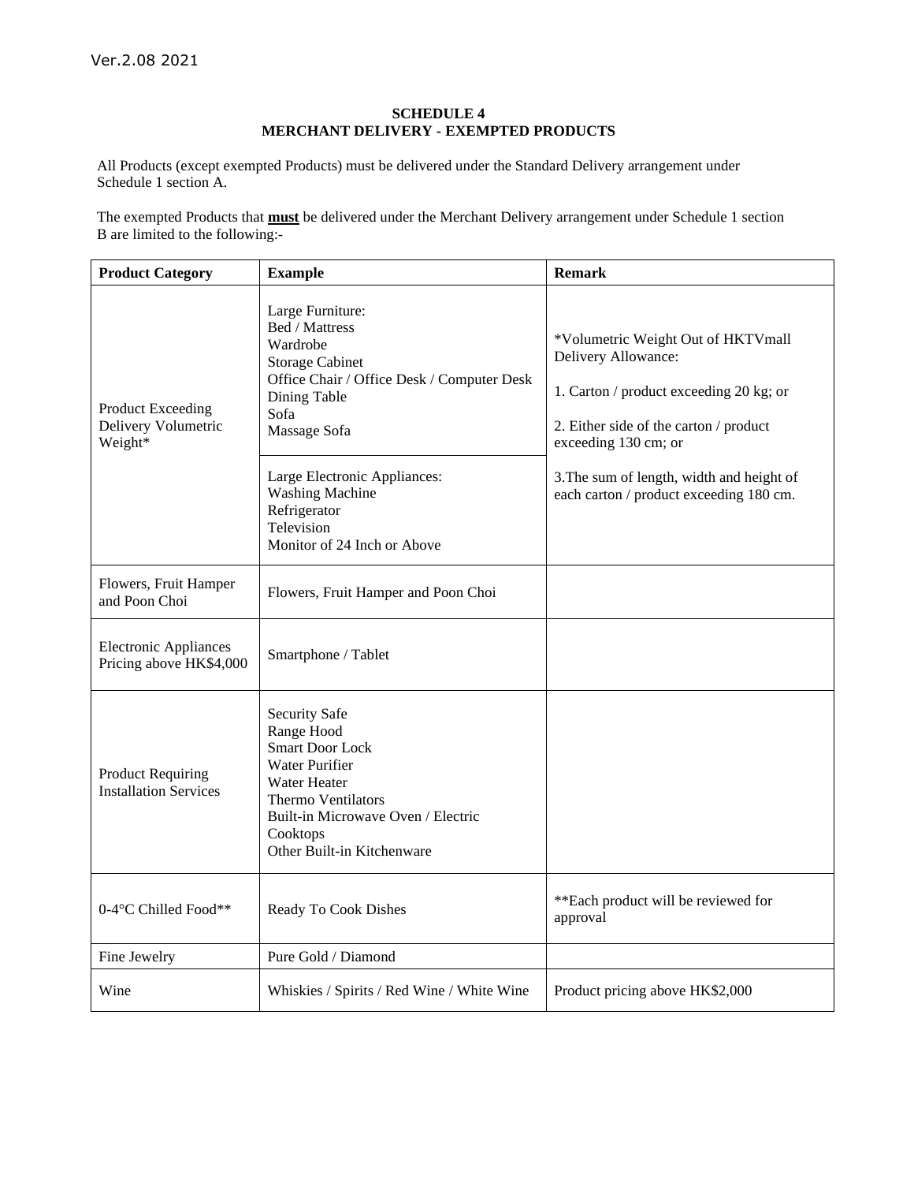**SCHEDULE 4**
**MERCHANT DELIVERY - EXEMPTED PRODUCTS**

All Products (except exempted Products) must be delivered under the Standard Delivery arrangement under Schedule 1 section A.

The exempted Products that **must** be delivered under the Merchant Delivery arrangement under Schedule 1 section B are limited to the following:-

| Product Category | Example | Remark |
|---|---|---|
| Product Exceeding Delivery Volumetric Weight* | Large Furniture:<br>Bed / Mattress<br>Wardrobe<br>Storage Cabinet<br>Office Chair / Office Desk / Computer Desk<br>Dining Table<br>Sofa<br>Massage Sofa | *Volumetric Weight Out of HKTVmall Delivery Allowance:<br><br>1. Carton / product exceeding 20 kg; or<br><br>2. Either side of the carton / product exceeding 130 cm; or<br><br>3.The sum of length, width and height of each carton / product exceeding 180 cm. |
| | Large Electronic Appliances:<br>Washing Machine<br>Refrigerator<br>Television<br>Monitor of 24 Inch or Above | |
| Flowers, Fruit Hamper and Poon Choi | Flowers, Fruit Hamper and Poon Choi | |
| Electronic Appliances Pricing above HK$4,000 | Smartphone / Tablet | |
| Product Requiring Installation Services | Security Safe<br>Range Hood<br>Smart Door Lock<br>Water Purifier<br>Water Heater<br>Thermo Ventilators<br>Built-in Microwave Oven / Electric Cooktops<br>Other Built-in Kitchenware | |
| 0-4°C Chilled Food** | Ready To Cook Dishes | **Each product will be reviewed for approval |
| Fine Jewelry | Pure Gold / Diamond | |
| Wine | Whiskies / Spirits / Red Wine / White Wine | Product pricing above HK$2,000 |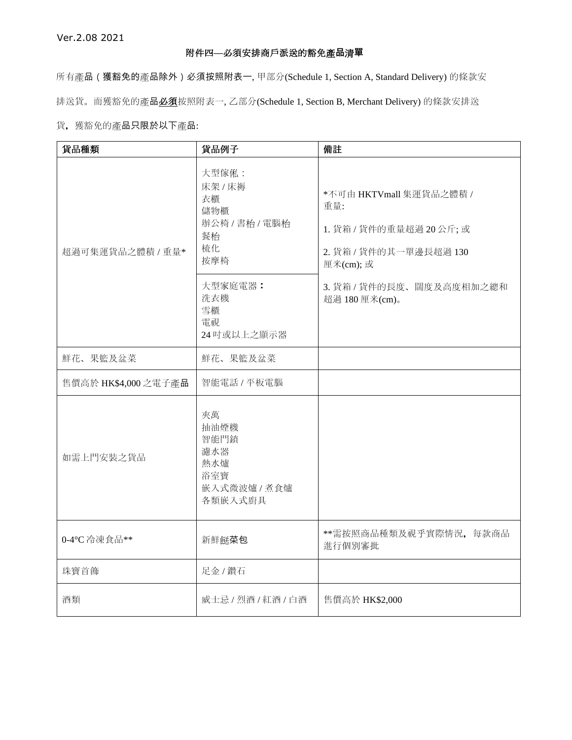Ver.2.08 2021

## 附件四—必須安排商戶派送的豁免產品清單

所有產品（獲豁免的產品除外）必須按照附表一, 甲部分(Schedule 1, Section A, Standard Delivery) 的條款安排送貨。而獲豁免的產品**<u>必須</u>**按照附表一, 乙部分(Schedule 1, Section B, Merchant Delivery) 的條款安排送貨，獲豁免的產品只限於以下產品:

| **貨品種類** | **貨品例子** | **備註** |
|---|---|---|
| 超過可集運貨品之體積 / 重量* | 大型傢俬：<br>床架 / 床褥<br>衣櫃<br>儲物櫃<br>辦公椅 / 書枱 / 電腦枱<br>餐枱<br>梳化<br>按摩椅 | *不可由 HKTVmall 集運貨品之體積 / 重量:<br>1. 貨箱 / 貨件的重量超過 20 公斤; 或<br>2. 貨箱 / 貨件的其一單邊長超過 130 厘米(cm); 或<br>3. 貨箱 / 貨件的長度、闊度及高度相加之總和超過 180 厘米(cm)。 |
| | 大型家庭電器：<br>洗衣機<br>雪櫃<br>電視<br>24 吋或以上之顯示器 | |
| 鮮花、果籃及盆菜 | 鮮花、果籃及盆菜 | |
| 售價高於 HK$4,000 之電子產品 | 智能電話 / 平板電腦 | |
| 如需上門安裝之貨品 | 冷氣<br>抽油煙機<br>智能門鎖<br>濾水器<br>熱水爐<br>浴室寶<br>嵌入式微波爐 / 煮食爐<br>各類嵌入式廚具 | |
| 0-4°C 冷凍食品** | 新鮮餸菜包 | **需按照商品種類及視乎實際情況，每款商品進行個別審批 |
| 珠寶首飾 | 足金 / 鑽石 | |
| 酒類 | 威士忌 / 烈酒 / 紅酒 / 白酒 | 售價高於 HK$2,000 |